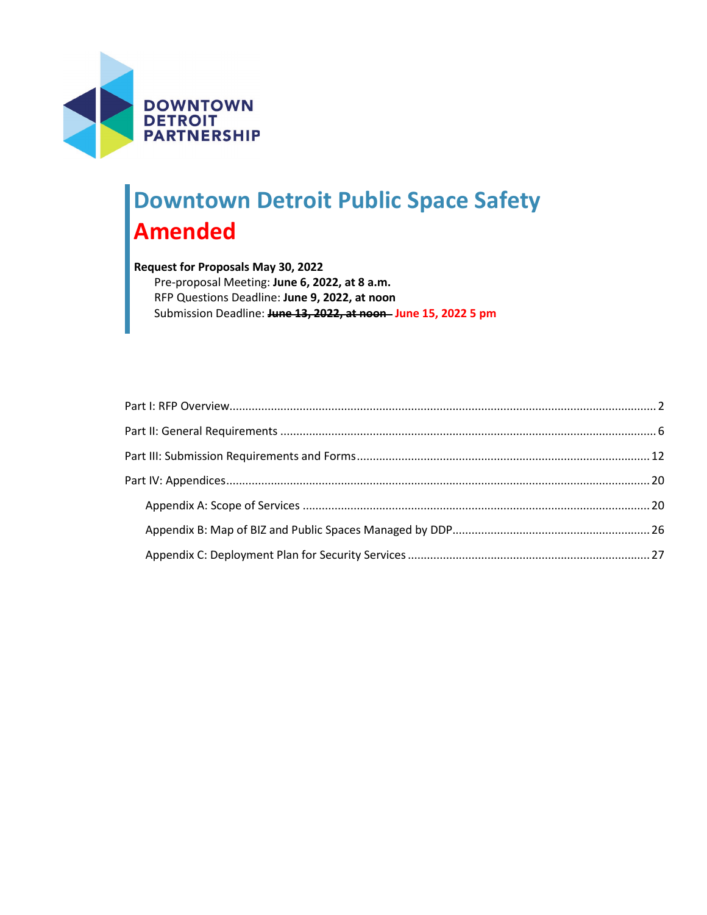DOWNTOWN DETROIT PARTNERSHIP

# Downtown Detroit Public Space Safety Amended

**Request for Proposals May 30, 2022**

Pre-proposal Meeting: **June 6, 2022, at 8 a.m.**

RFP Questions Deadline: **June 9, 2022, at noon**

Submission Deadline: ~~**June 13, 2022, at noon**~~ **June 15, 2022 5 pm**

Part I: RFP Overview.....2

Part II: General Requirements.....6

Part III: Submission Requirements and Forms.....12

Part IV: Appendices.....20

- Appendix A: Scope of Services.....20
- Appendix B: Map of BIZ and Public Spaces Managed by DDP.....26
- Appendix C: Deployment Plan for Security Services.....27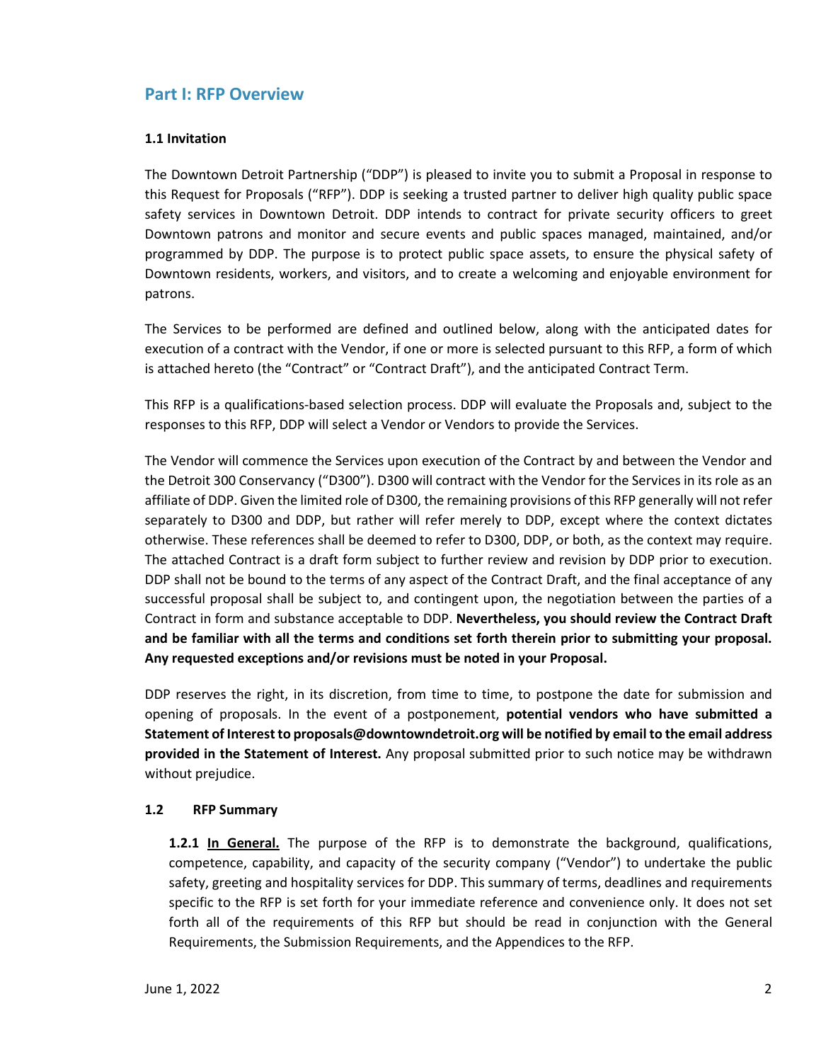## Part I: RFP Overview

### 1.1 Invitation

The Downtown Detroit Partnership ("DDP") is pleased to invite you to submit a Proposal in response to this Request for Proposals ("RFP"). DDP is seeking a trusted partner to deliver high quality public space safety services in Downtown Detroit. DDP intends to contract for private security officers to greet Downtown patrons and monitor and secure events and public spaces managed, maintained, and/or programmed by DDP. The purpose is to protect public space assets, to ensure the physical safety of Downtown residents, workers, and visitors, and to create a welcoming and enjoyable environment for patrons.

The Services to be performed are defined and outlined below, along with the anticipated dates for execution of a contract with the Vendor, if one or more is selected pursuant to this RFP, a form of which is attached hereto (the "Contract" or "Contract Draft"), and the anticipated Contract Term.

This RFP is a qualifications-based selection process. DDP will evaluate the Proposals and, subject to the responses to this RFP, DDP will select a Vendor or Vendors to provide the Services.

The Vendor will commence the Services upon execution of the Contract by and between the Vendor and the Detroit 300 Conservancy ("D300"). D300 will contract with the Vendor for the Services in its role as an affiliate of DDP. Given the limited role of D300, the remaining provisions of this RFP generally will not refer separately to D300 and DDP, but rather will refer merely to DDP, except where the context dictates otherwise. These references shall be deemed to refer to D300, DDP, or both, as the context may require. The attached Contract is a draft form subject to further review and revision by DDP prior to execution. DDP shall not be bound to the terms of any aspect of the Contract Draft, and the final acceptance of any successful proposal shall be subject to, and contingent upon, the negotiation between the parties of a Contract in form and substance acceptable to DDP. **Nevertheless, you should review the Contract Draft and be familiar with all the terms and conditions set forth therein prior to submitting your proposal. Any requested exceptions and/or revisions must be noted in your Proposal.**

DDP reserves the right, in its discretion, from time to time, to postpone the date for submission and opening of proposals. In the event of a postponement, **potential vendors who have submitted a Statement of Interest to proposals@downtowndetroit.org will be notified by email to the email address provided in the Statement of Interest.** Any proposal submitted prior to such notice may be withdrawn without prejudice.

### 1.2 RFP Summary

**1.2.1 <u>In General.</u>** The purpose of the RFP is to demonstrate the background, qualifications, competence, capability, and capacity of the security company ("Vendor") to undertake the public safety, greeting and hospitality services for DDP. This summary of terms, deadlines and requirements specific to the RFP is set forth for your immediate reference and convenience only. It does not set forth all of the requirements of this RFP but should be read in conjunction with the General Requirements, the Submission Requirements, and the Appendices to the RFP.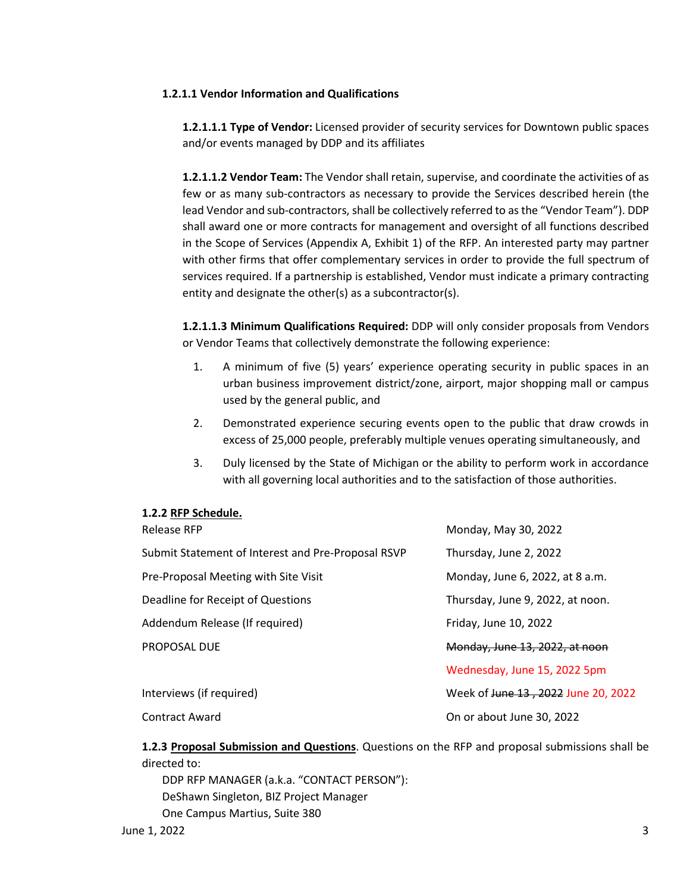#### 1.2.1.1 Vendor Information and Qualifications

**1.2.1.1.1 Type of Vendor:** Licensed provider of security services for Downtown public spaces and/or events managed by DDP and its affiliates

**1.2.1.1.2 Vendor Team:** The Vendor shall retain, supervise, and coordinate the activities of as few or as many sub-contractors as necessary to provide the Services described herein (the lead Vendor and sub-contractors, shall be collectively referred to as the "Vendor Team"). DDP shall award one or more contracts for management and oversight of all functions described in the Scope of Services (Appendix A, Exhibit 1) of the RFP. An interested party may partner with other firms that offer complementary services in order to provide the full spectrum of services required. If a partnership is established, Vendor must indicate a primary contracting entity and designate the other(s) as a subcontractor(s).

**1.2.1.1.3 Minimum Qualifications Required:** DDP will only consider proposals from Vendors or Vendor Teams that collectively demonstrate the following experience:

1. A minimum of five (5) years' experience operating security in public spaces in an urban business improvement district/zone, airport, major shopping mall or campus used by the general public, and
2. Demonstrated experience securing events open to the public that draw crowds in excess of 25,000 people, preferably multiple venues operating simultaneously, and
3. Duly licensed by the State of Michigan or the ability to perform work in accordance with all governing local authorities and to the satisfaction of those authorities.

**1.2.2 RFP Schedule.**

| | |
|---|---|
| Release RFP | Monday, May 30, 2022 |
| Submit Statement of Interest and Pre-Proposal RSVP | Thursday, June 2, 2022 |
| Pre-Proposal Meeting with Site Visit | Monday, June 6, 2022, at 8 a.m. |
| Deadline for Receipt of Questions | Thursday, June 9, 2022, at noon. |
| Addendum Release (If required) | Friday, June 10, 2022 |
| PROPOSAL DUE | ~~Monday, June 13, 2022, at noon~~ Wednesday, June 15, 2022 5pm |
| Interviews (if required) | Week of ~~June 13 , 2022~~ June 20, 2022 |
| Contract Award | On or about June 30, 2022 |

**1.2.3 Proposal Submission and Questions**. Questions on the RFP and proposal submissions shall be directed to:

DDP RFP MANAGER (a.k.a. "CONTACT PERSON"):
DeShawn Singleton, BIZ Project Manager
One Campus Martius, Suite 380

June 1, 2022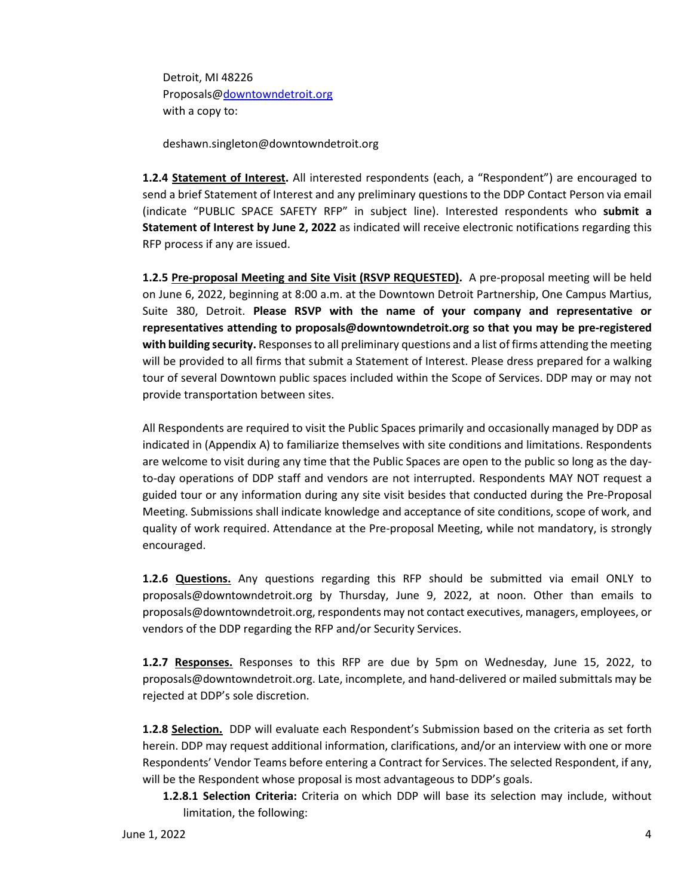Detroit, MI 48226
Proposals@downtowndetroit.org
with a copy to:

deshawn.singleton@downtowndetroit.org

**1.2.4 <u>Statement of Interest</u>.** All interested respondents (each, a "Respondent") are encouraged to send a brief Statement of Interest and any preliminary questions to the DDP Contact Person via email (indicate "PUBLIC SPACE SAFETY RFP" in subject line). Interested respondents who **submit a Statement of Interest by June 2, 2022** as indicated will receive electronic notifications regarding this RFP process if any are issued.

**1.2.5 <u>Pre-proposal Meeting and Site Visit (RSVP REQUESTED)</u>.** A pre-proposal meeting will be held on June 6, 2022, beginning at 8:00 a.m. at the Downtown Detroit Partnership, One Campus Martius, Suite 380, Detroit. **Please RSVP with the name of your company and representative or representatives attending to proposals@downtowndetroit.org so that you may be pre-registered with building security.** Responses to all preliminary questions and a list of firms attending the meeting will be provided to all firms that submit a Statement of Interest. Please dress prepared for a walking tour of several Downtown public spaces included within the Scope of Services. DDP may or may not provide transportation between sites.

All Respondents are required to visit the Public Spaces primarily and occasionally managed by DDP as indicated in (Appendix A) to familiarize themselves with site conditions and limitations. Respondents are welcome to visit during any time that the Public Spaces are open to the public so long as the day-to-day operations of DDP staff and vendors are not interrupted. Respondents MAY NOT request a guided tour or any information during any site visit besides that conducted during the Pre-Proposal Meeting. Submissions shall indicate knowledge and acceptance of site conditions, scope of work, and quality of work required. Attendance at the Pre-proposal Meeting, while not mandatory, is strongly encouraged.

**1.2.6 <u>Questions</u>.** Any questions regarding this RFP should be submitted via email ONLY to proposals@downtowndetroit.org by Thursday, June 9, 2022, at noon. Other than emails to proposals@downtowndetroit.org, respondents may not contact executives, managers, employees, or vendors of the DDP regarding the RFP and/or Security Services.

**1.2.7 <u>Responses</u>.** Responses to this RFP are due by 5pm on Wednesday, June 15, 2022, to proposals@downtowndetroit.org. Late, incomplete, and hand-delivered or mailed submittals may be rejected at DDP's sole discretion.

**1.2.8 <u>Selection</u>.** DDP will evaluate each Respondent's Submission based on the criteria as set forth herein. DDP may request additional information, clarifications, and/or an interview with one or more Respondents' Vendor Teams before entering a Contract for Services. The selected Respondent, if any, will be the Respondent whose proposal is most advantageous to DDP's goals.

**1.2.8.1 Selection Criteria:** Criteria on which DDP will base its selection may include, without limitation, the following: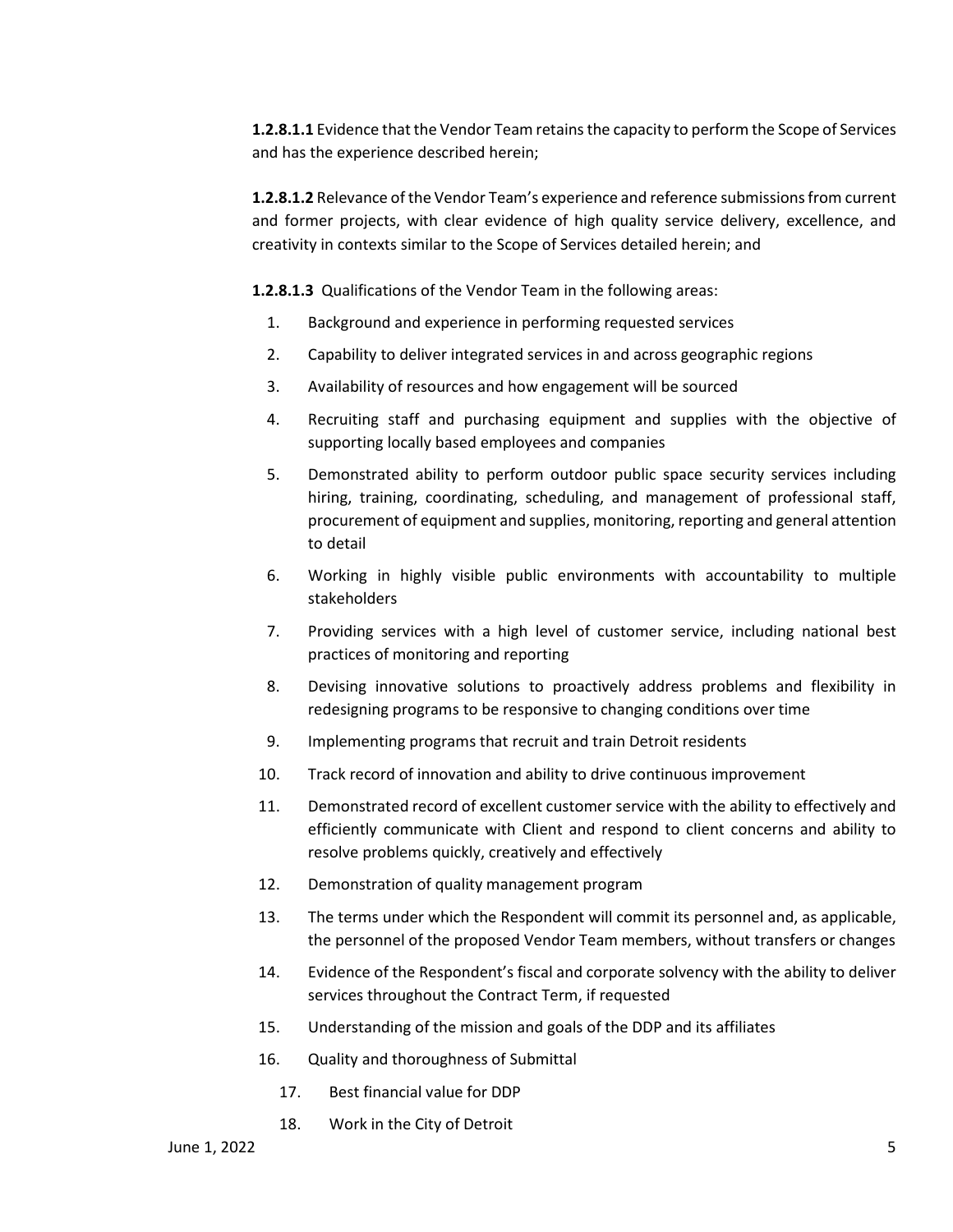**1.2.8.1.1** Evidence that the Vendor Team retains the capacity to perform the Scope of Services and has the experience described herein;

**1.2.8.1.2** Relevance of the Vendor Team's experience and reference submissions from current and former projects, with clear evidence of high quality service delivery, excellence, and creativity in contexts similar to the Scope of Services detailed herein; and

**1.2.8.1.3** Qualifications of the Vendor Team in the following areas:

1. Background and experience in performing requested services
2. Capability to deliver integrated services in and across geographic regions
3. Availability of resources and how engagement will be sourced
4. Recruiting staff and purchasing equipment and supplies with the objective of supporting locally based employees and companies
5. Demonstrated ability to perform outdoor public space security services including hiring, training, coordinating, scheduling, and management of professional staff, procurement of equipment and supplies, monitoring, reporting and general attention to detail
6. Working in highly visible public environments with accountability to multiple stakeholders
7. Providing services with a high level of customer service, including national best practices of monitoring and reporting
8. Devising innovative solutions to proactively address problems and flexibility in redesigning programs to be responsive to changing conditions over time
9. Implementing programs that recruit and train Detroit residents
10. Track record of innovation and ability to drive continuous improvement
11. Demonstrated record of excellent customer service with the ability to effectively and efficiently communicate with Client and respond to client concerns and ability to resolve problems quickly, creatively and effectively
12. Demonstration of quality management program
13. The terms under which the Respondent will commit its personnel and, as applicable, the personnel of the proposed Vendor Team members, without transfers or changes
14. Evidence of the Respondent's fiscal and corporate solvency with the ability to deliver services throughout the Contract Term, if requested
15. Understanding of the mission and goals of the DDP and its affiliates
16. Quality and thoroughness of Submittal
17. Best financial value for DDP
18. Work in the City of Detroit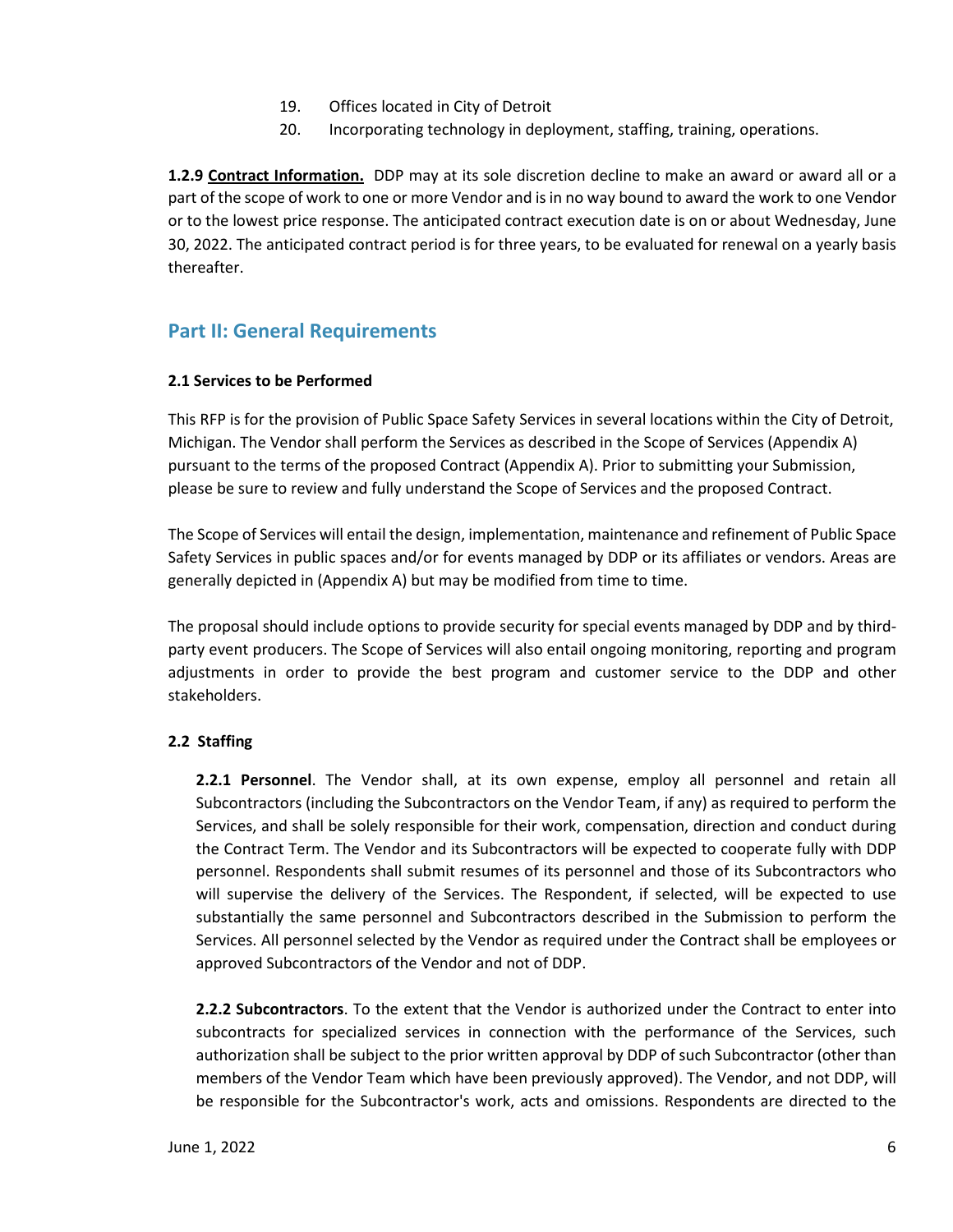19. Offices located in City of Detroit
20. Incorporating technology in deployment, staffing, training, operations.

**1.2.9 Contract Information.** DDP may at its sole discretion decline to make an award or award all or a part of the scope of work to one or more Vendor and is in no way bound to award the work to one Vendor or to the lowest price response. The anticipated contract execution date is on or about Wednesday, June 30, 2022. The anticipated contract period is for three years, to be evaluated for renewal on a yearly basis thereafter.

## Part II: General Requirements

### 2.1 Services to be Performed

This RFP is for the provision of Public Space Safety Services in several locations within the City of Detroit, Michigan. The Vendor shall perform the Services as described in the Scope of Services (Appendix A) pursuant to the terms of the proposed Contract (Appendix A). Prior to submitting your Submission, please be sure to review and fully understand the Scope of Services and the proposed Contract.

The Scope of Services will entail the design, implementation, maintenance and refinement of Public Space Safety Services in public spaces and/or for events managed by DDP or its affiliates or vendors. Areas are generally depicted in (Appendix A) but may be modified from time to time.

The proposal should include options to provide security for special events managed by DDP and by third-party event producers. The Scope of Services will also entail ongoing monitoring, reporting and program adjustments in order to provide the best program and customer service to the DDP and other stakeholders.

### 2.2 Staffing

**2.2.1 Personnel**. The Vendor shall, at its own expense, employ all personnel and retain all Subcontractors (including the Subcontractors on the Vendor Team, if any) as required to perform the Services, and shall be solely responsible for their work, compensation, direction and conduct during the Contract Term. The Vendor and its Subcontractors will be expected to cooperate fully with DDP personnel. Respondents shall submit resumes of its personnel and those of its Subcontractors who will supervise the delivery of the Services. The Respondent, if selected, will be expected to use substantially the same personnel and Subcontractors described in the Submission to perform the Services. All personnel selected by the Vendor as required under the Contract shall be employees or approved Subcontractors of the Vendor and not of DDP.

**2.2.2 Subcontractors**. To the extent that the Vendor is authorized under the Contract to enter into subcontracts for specialized services in connection with the performance of the Services, such authorization shall be subject to the prior written approval by DDP of such Subcontractor (other than members of the Vendor Team which have been previously approved). The Vendor, and not DDP, will be responsible for the Subcontractor's work, acts and omissions. Respondents are directed to the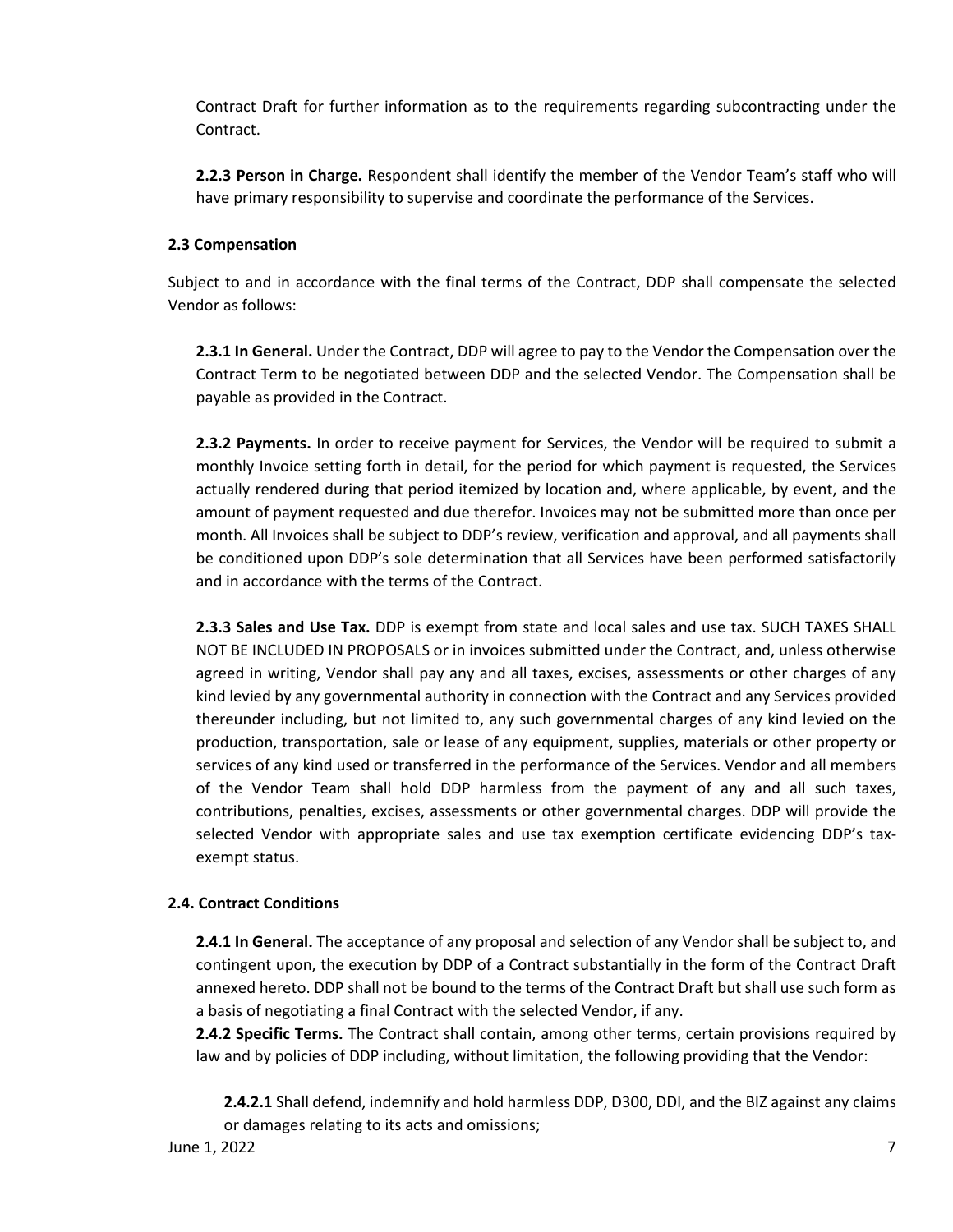Contract Draft for further information as to the requirements regarding subcontracting under the Contract.

**2.2.3 Person in Charge.** Respondent shall identify the member of the Vendor Team's staff who will have primary responsibility to supervise and coordinate the performance of the Services.

### 2.3 Compensation

Subject to and in accordance with the final terms of the Contract, DDP shall compensate the selected Vendor as follows:

**2.3.1 In General.** Under the Contract, DDP will agree to pay to the Vendor the Compensation over the Contract Term to be negotiated between DDP and the selected Vendor. The Compensation shall be payable as provided in the Contract.

**2.3.2 Payments.** In order to receive payment for Services, the Vendor will be required to submit a monthly Invoice setting forth in detail, for the period for which payment is requested, the Services actually rendered during that period itemized by location and, where applicable, by event, and the amount of payment requested and due therefor. Invoices may not be submitted more than once per month. All Invoices shall be subject to DDP's review, verification and approval, and all payments shall be conditioned upon DDP's sole determination that all Services have been performed satisfactorily and in accordance with the terms of the Contract.

**2.3.3 Sales and Use Tax.** DDP is exempt from state and local sales and use tax. SUCH TAXES SHALL NOT BE INCLUDED IN PROPOSALS or in invoices submitted under the Contract, and, unless otherwise agreed in writing, Vendor shall pay any and all taxes, excises, assessments or other charges of any kind levied by any governmental authority in connection with the Contract and any Services provided thereunder including, but not limited to, any such governmental charges of any kind levied on the production, transportation, sale or lease of any equipment, supplies, materials or other property or services of any kind used or transferred in the performance of the Services. Vendor and all members of the Vendor Team shall hold DDP harmless from the payment of any and all such taxes, contributions, penalties, excises, assessments or other governmental charges. DDP will provide the selected Vendor with appropriate sales and use tax exemption certificate evidencing DDP's tax-exempt status.

### 2.4. Contract Conditions

**2.4.1 In General.** The acceptance of any proposal and selection of any Vendor shall be subject to, and contingent upon, the execution by DDP of a Contract substantially in the form of the Contract Draft annexed hereto. DDP shall not be bound to the terms of the Contract Draft but shall use such form as a basis of negotiating a final Contract with the selected Vendor, if any.

**2.4.2 Specific Terms.** The Contract shall contain, among other terms, certain provisions required by law and by policies of DDP including, without limitation, the following providing that the Vendor:

**2.4.2.1** Shall defend, indemnify and hold harmless DDP, D300, DDI, and the BIZ against any claims or damages relating to its acts and omissions;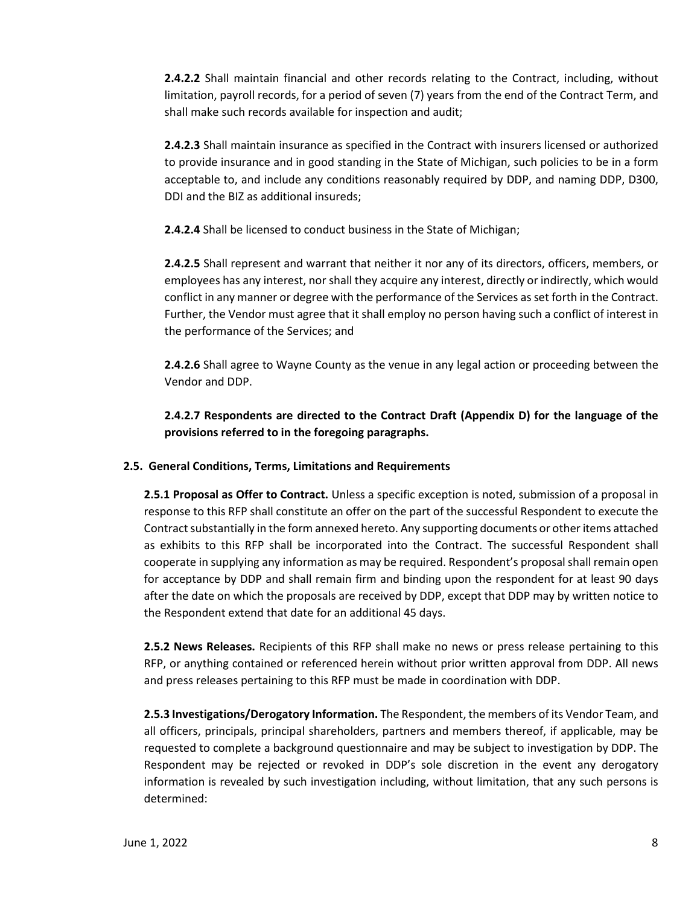**2.4.2.2** Shall maintain financial and other records relating to the Contract, including, without limitation, payroll records, for a period of seven (7) years from the end of the Contract Term, and shall make such records available for inspection and audit;

**2.4.2.3** Shall maintain insurance as specified in the Contract with insurers licensed or authorized to provide insurance and in good standing in the State of Michigan, such policies to be in a form acceptable to, and include any conditions reasonably required by DDP, and naming DDP, D300, DDI and the BIZ as additional insureds;

**2.4.2.4** Shall be licensed to conduct business in the State of Michigan;

**2.4.2.5** Shall represent and warrant that neither it nor any of its directors, officers, members, or employees has any interest, nor shall they acquire any interest, directly or indirectly, which would conflict in any manner or degree with the performance of the Services as set forth in the Contract. Further, the Vendor must agree that it shall employ no person having such a conflict of interest in the performance of the Services; and

**2.4.2.6** Shall agree to Wayne County as the venue in any legal action or proceeding between the Vendor and DDP.

**2.4.2.7 Respondents are directed to the Contract Draft (Appendix D) for the language of the provisions referred to in the foregoing paragraphs.**

### 2.5. General Conditions, Terms, Limitations and Requirements

**2.5.1 Proposal as Offer to Contract.** Unless a specific exception is noted, submission of a proposal in response to this RFP shall constitute an offer on the part of the successful Respondent to execute the Contract substantially in the form annexed hereto. Any supporting documents or other items attached as exhibits to this RFP shall be incorporated into the Contract. The successful Respondent shall cooperate in supplying any information as may be required. Respondent's proposal shall remain open for acceptance by DDP and shall remain firm and binding upon the respondent for at least 90 days after the date on which the proposals are received by DDP, except that DDP may by written notice to the Respondent extend that date for an additional 45 days.

**2.5.2 News Releases.** Recipients of this RFP shall make no news or press release pertaining to this RFP, or anything contained or referenced herein without prior written approval from DDP. All news and press releases pertaining to this RFP must be made in coordination with DDP.

**2.5.3 Investigations/Derogatory Information.** The Respondent, the members of its Vendor Team, and all officers, principals, principal shareholders, partners and members thereof, if applicable, may be requested to complete a background questionnaire and may be subject to investigation by DDP. The Respondent may be rejected or revoked in DDP's sole discretion in the event any derogatory information is revealed by such investigation including, without limitation, that any such persons is determined: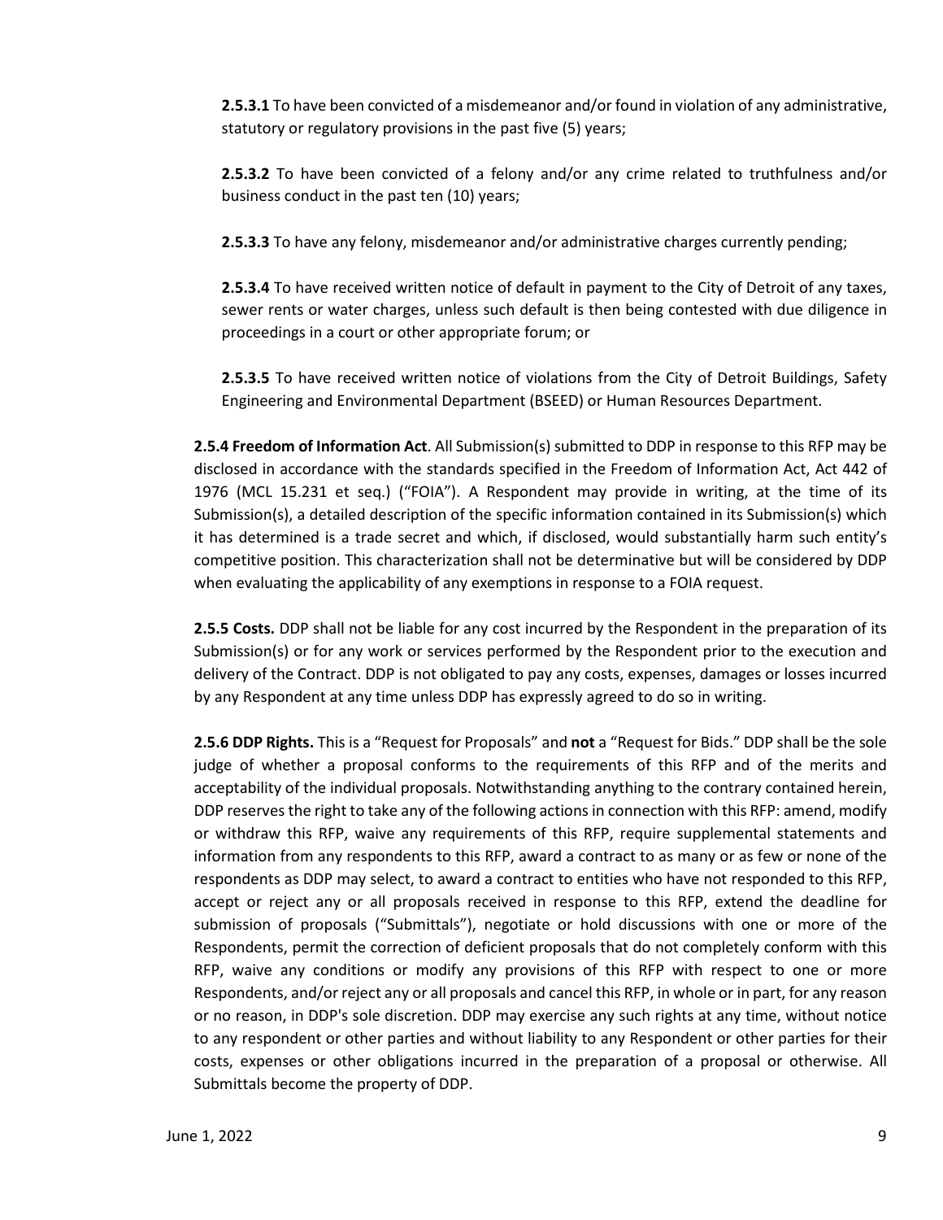**2.5.3.1** To have been convicted of a misdemeanor and/or found in violation of any administrative, statutory or regulatory provisions in the past five (5) years;

**2.5.3.2** To have been convicted of a felony and/or any crime related to truthfulness and/or business conduct in the past ten (10) years;

**2.5.3.3** To have any felony, misdemeanor and/or administrative charges currently pending;

**2.5.3.4** To have received written notice of default in payment to the City of Detroit of any taxes, sewer rents or water charges, unless such default is then being contested with due diligence in proceedings in a court or other appropriate forum; or

**2.5.3.5** To have received written notice of violations from the City of Detroit Buildings, Safety Engineering and Environmental Department (BSEED) or Human Resources Department.

**2.5.4 Freedom of Information Act**. All Submission(s) submitted to DDP in response to this RFP may be disclosed in accordance with the standards specified in the Freedom of Information Act, Act 442 of 1976 (MCL 15.231 et seq.) ("FOIA"). A Respondent may provide in writing, at the time of its Submission(s), a detailed description of the specific information contained in its Submission(s) which it has determined is a trade secret and which, if disclosed, would substantially harm such entity's competitive position. This characterization shall not be determinative but will be considered by DDP when evaluating the applicability of any exemptions in response to a FOIA request.

**2.5.5 Costs.** DDP shall not be liable for any cost incurred by the Respondent in the preparation of its Submission(s) or for any work or services performed by the Respondent prior to the execution and delivery of the Contract. DDP is not obligated to pay any costs, expenses, damages or losses incurred by any Respondent at any time unless DDP has expressly agreed to do so in writing.

**2.5.6 DDP Rights.** This is a "Request for Proposals" and **not** a "Request for Bids." DDP shall be the sole judge of whether a proposal conforms to the requirements of this RFP and of the merits and acceptability of the individual proposals. Notwithstanding anything to the contrary contained herein, DDP reserves the right to take any of the following actions in connection with this RFP: amend, modify or withdraw this RFP, waive any requirements of this RFP, require supplemental statements and information from any respondents to this RFP, award a contract to as many or as few or none of the respondents as DDP may select, to award a contract to entities who have not responded to this RFP, accept or reject any or all proposals received in response to this RFP, extend the deadline for submission of proposals ("Submittals"), negotiate or hold discussions with one or more of the Respondents, permit the correction of deficient proposals that do not completely conform with this RFP, waive any conditions or modify any provisions of this RFP with respect to one or more Respondents, and/or reject any or all proposals and cancel this RFP, in whole or in part, for any reason or no reason, in DDP's sole discretion. DDP may exercise any such rights at any time, without notice to any respondent or other parties and without liability to any Respondent or other parties for their costs, expenses or other obligations incurred in the preparation of a proposal or otherwise. All Submittals become the property of DDP.

June 1, 2022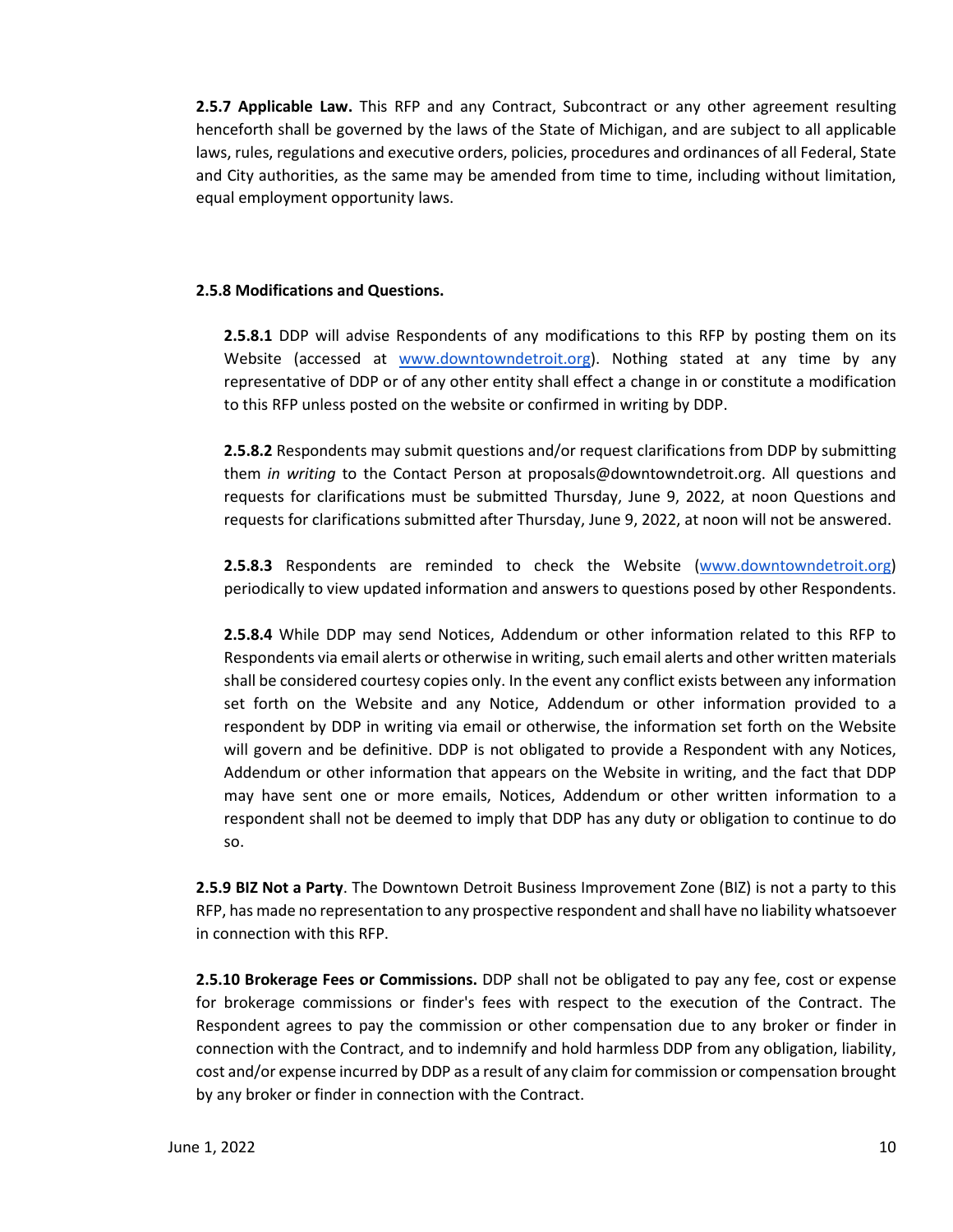**2.5.7 Applicable Law.** This RFP and any Contract, Subcontract or any other agreement resulting henceforth shall be governed by the laws of the State of Michigan, and are subject to all applicable laws, rules, regulations and executive orders, policies, procedures and ordinances of all Federal, State and City authorities, as the same may be amended from time to time, including without limitation, equal employment opportunity laws.

**2.5.8 Modifications and Questions.**

**2.5.8.1** DDP will advise Respondents of any modifications to this RFP by posting them on its Website (accessed at [www.downtowndetroit.org](http://www.downtowndetroit.org)). Nothing stated at any time by any representative of DDP or of any other entity shall effect a change in or constitute a modification to this RFP unless posted on the website or confirmed in writing by DDP.

**2.5.8.2** Respondents may submit questions and/or request clarifications from DDP by submitting them *in writing* to the Contact Person at proposals@downtowndetroit.org. All questions and requests for clarifications must be submitted Thursday, June 9, 2022, at noon Questions and requests for clarifications submitted after Thursday, June 9, 2022, at noon will not be answered.

**2.5.8.3** Respondents are reminded to check the Website ([www.downtowndetroit.org](http://www.downtowndetroit.org)) periodically to view updated information and answers to questions posed by other Respondents.

**2.5.8.4** While DDP may send Notices, Addendum or other information related to this RFP to Respondents via email alerts or otherwise in writing, such email alerts and other written materials shall be considered courtesy copies only. In the event any conflict exists between any information set forth on the Website and any Notice, Addendum or other information provided to a respondent by DDP in writing via email or otherwise, the information set forth on the Website will govern and be definitive. DDP is not obligated to provide a Respondent with any Notices, Addendum or other information that appears on the Website in writing, and the fact that DDP may have sent one or more emails, Notices, Addendum or other written information to a respondent shall not be deemed to imply that DDP has any duty or obligation to continue to do so.

**2.5.9 BIZ Not a Party**. The Downtown Detroit Business Improvement Zone (BIZ) is not a party to this RFP, has made no representation to any prospective respondent and shall have no liability whatsoever in connection with this RFP.

**2.5.10 Brokerage Fees or Commissions.** DDP shall not be obligated to pay any fee, cost or expense for brokerage commissions or finder's fees with respect to the execution of the Contract. The Respondent agrees to pay the commission or other compensation due to any broker or finder in connection with the Contract, and to indemnify and hold harmless DDP from any obligation, liability, cost and/or expense incurred by DDP as a result of any claim for commission or compensation brought by any broker or finder in connection with the Contract.

June 1, 2022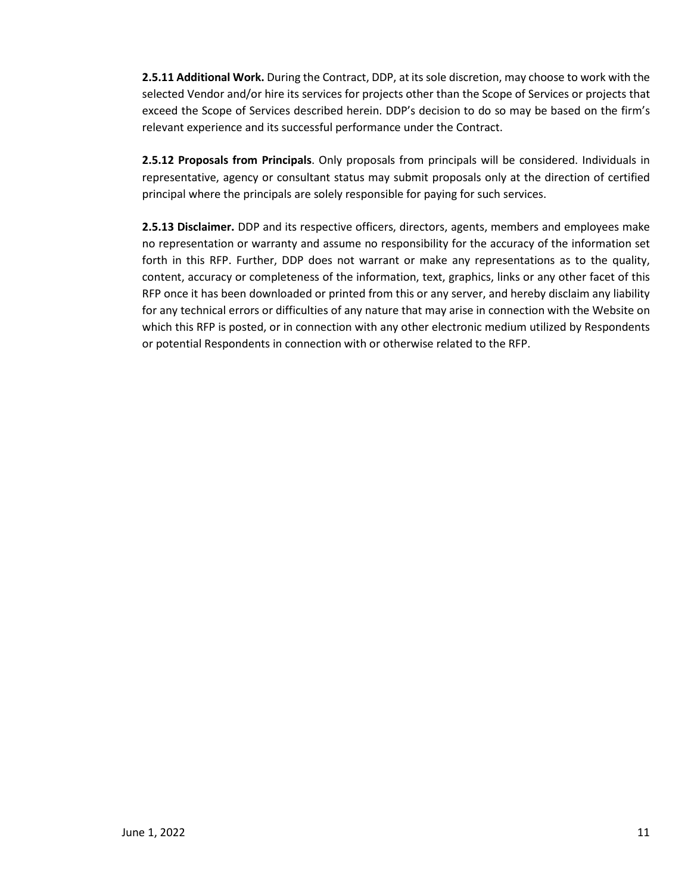**2.5.11 Additional Work.** During the Contract, DDP, at its sole discretion, may choose to work with the selected Vendor and/or hire its services for projects other than the Scope of Services or projects that exceed the Scope of Services described herein. DDP's decision to do so may be based on the firm's relevant experience and its successful performance under the Contract.

**2.5.12 Proposals from Principals**. Only proposals from principals will be considered. Individuals in representative, agency or consultant status may submit proposals only at the direction of certified principal where the principals are solely responsible for paying for such services.

**2.5.13 Disclaimer.** DDP and its respective officers, directors, agents, members and employees make no representation or warranty and assume no responsibility for the accuracy of the information set forth in this RFP. Further, DDP does not warrant or make any representations as to the quality, content, accuracy or completeness of the information, text, graphics, links or any other facet of this RFP once it has been downloaded or printed from this or any server, and hereby disclaim any liability for any technical errors or difficulties of any nature that may arise in connection with the Website on which this RFP is posted, or in connection with any other electronic medium utilized by Respondents or potential Respondents in connection with or otherwise related to the RFP.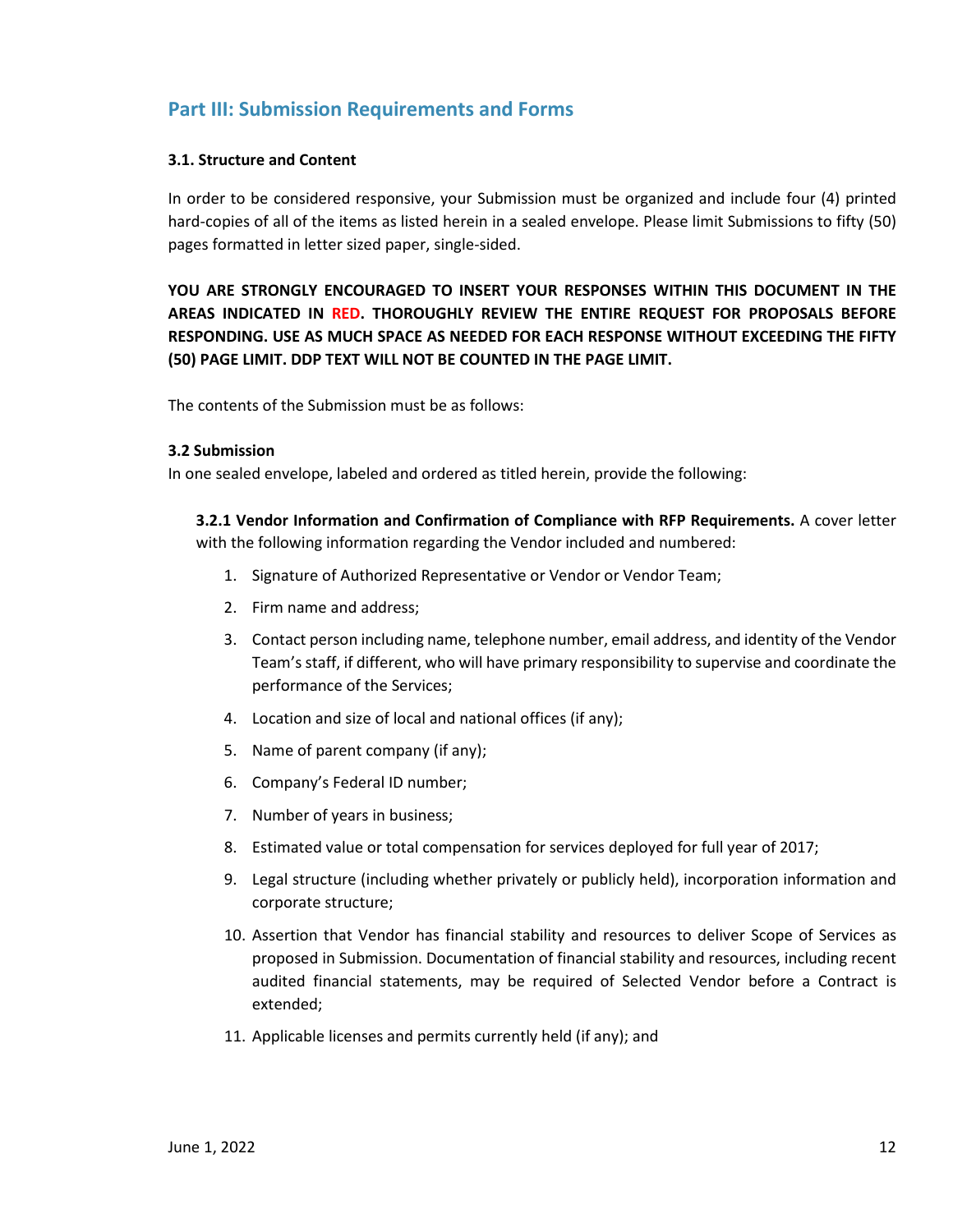## Part III: Submission Requirements and Forms

**3.1. Structure and Content**

In order to be considered responsive, your Submission must be organized and include four (4) printed hard-copies of all of the items as listed herein in a sealed envelope. Please limit Submissions to fifty (50) pages formatted in letter sized paper, single-sided.

**YOU ARE STRONGLY ENCOURAGED TO INSERT YOUR RESPONSES WITHIN THIS DOCUMENT IN THE AREAS INDICATED IN RED. THOROUGHLY REVIEW THE ENTIRE REQUEST FOR PROPOSALS BEFORE RESPONDING. USE AS MUCH SPACE AS NEEDED FOR EACH RESPONSE WITHOUT EXCEEDING THE FIFTY (50) PAGE LIMIT. DDP TEXT WILL NOT BE COUNTED IN THE PAGE LIMIT.**

The contents of the Submission must be as follows:

**3.2 Submission**

In one sealed envelope, labeled and ordered as titled herein, provide the following:

**3.2.1 Vendor Information and Confirmation of Compliance with RFP Requirements.** A cover letter with the following information regarding the Vendor included and numbered:

1. Signature of Authorized Representative or Vendor or Vendor Team;
2. Firm name and address;
3. Contact person including name, telephone number, email address, and identity of the Vendor Team's staff, if different, who will have primary responsibility to supervise and coordinate the performance of the Services;
4. Location and size of local and national offices (if any);
5. Name of parent company (if any);
6. Company's Federal ID number;
7. Number of years in business;
8. Estimated value or total compensation for services deployed for full year of 2017;
9. Legal structure (including whether privately or publicly held), incorporation information and corporate structure;
10. Assertion that Vendor has financial stability and resources to deliver Scope of Services as proposed in Submission. Documentation of financial stability and resources, including recent audited financial statements, may be required of Selected Vendor before a Contract is extended;
11. Applicable licenses and permits currently held (if any); and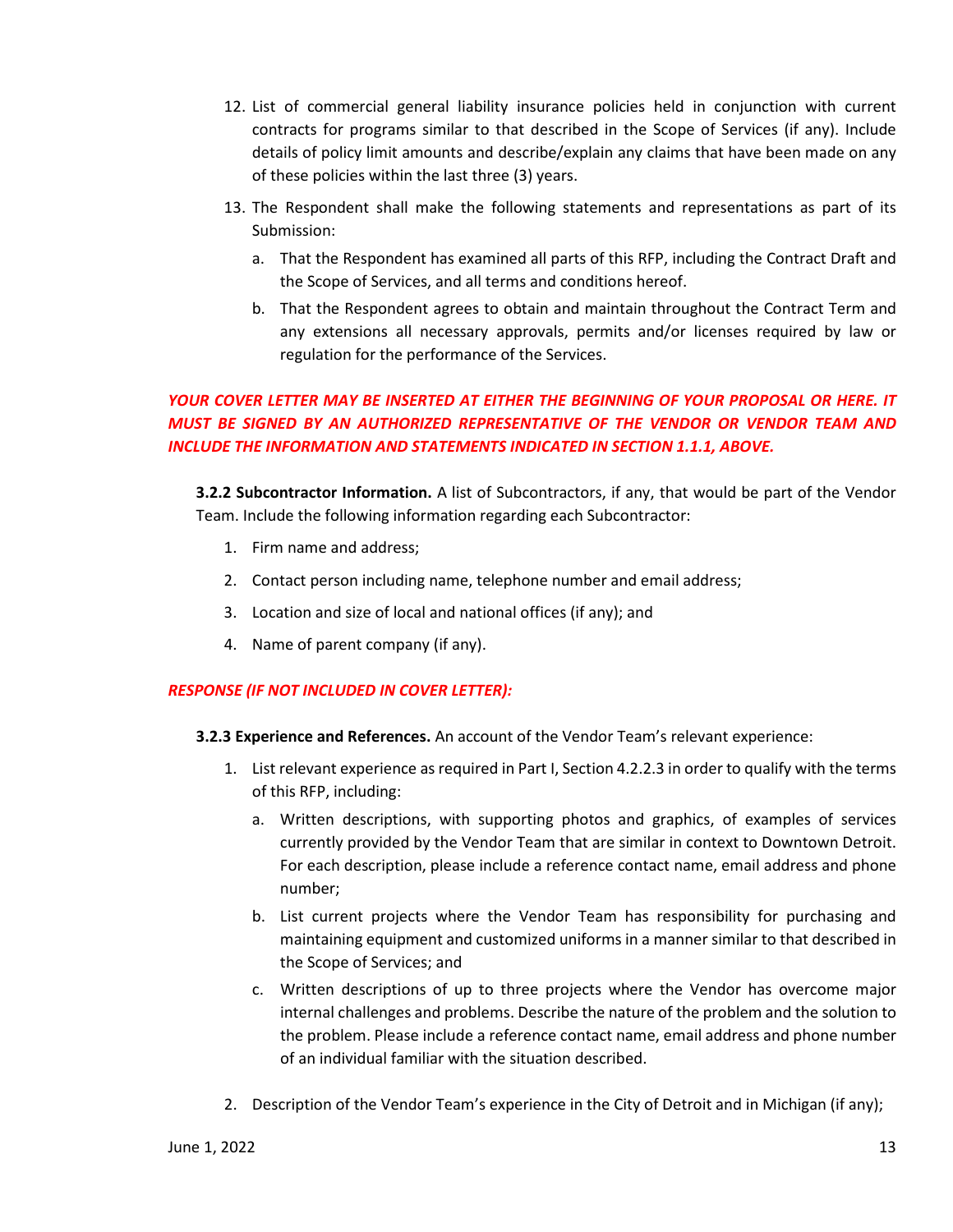12. List of commercial general liability insurance policies held in conjunction with current contracts for programs similar to that described in the Scope of Services (if any). Include details of policy limit amounts and describe/explain any claims that have been made on any of these policies within the last three (3) years.

13. The Respondent shall make the following statements and representations as part of its Submission:

    a. That the Respondent has examined all parts of this RFP, including the Contract Draft and the Scope of Services, and all terms and conditions hereof.

    b. That the Respondent agrees to obtain and maintain throughout the Contract Term and any extensions all necessary approvals, permits and/or licenses required by law or regulation for the performance of the Services.

***YOUR COVER LETTER MAY BE INSERTED AT EITHER THE BEGINNING OF YOUR PROPOSAL OR HERE. IT MUST BE SIGNED BY AN AUTHORIZED REPRESENTATIVE OF THE VENDOR OR VENDOR TEAM AND INCLUDE THE INFORMATION AND STATEMENTS INDICATED IN SECTION 1.1.1, ABOVE.***

**3.2.2 Subcontractor Information.** A list of Subcontractors, if any, that would be part of the Vendor Team. Include the following information regarding each Subcontractor:

1. Firm name and address;
2. Contact person including name, telephone number and email address;
3. Location and size of local and national offices (if any); and
4. Name of parent company (if any).

***RESPONSE (IF NOT INCLUDED IN COVER LETTER):***

**3.2.3 Experience and References.** An account of the Vendor Team's relevant experience:

1. List relevant experience as required in Part I, Section 4.2.2.3 in order to qualify with the terms of this RFP, including:

    a. Written descriptions, with supporting photos and graphics, of examples of services currently provided by the Vendor Team that are similar in context to Downtown Detroit. For each description, please include a reference contact name, email address and phone number;

    b. List current projects where the Vendor Team has responsibility for purchasing and maintaining equipment and customized uniforms in a manner similar to that described in the Scope of Services; and

    c. Written descriptions of up to three projects where the Vendor has overcome major internal challenges and problems. Describe the nature of the problem and the solution to the problem. Please include a reference contact name, email address and phone number of an individual familiar with the situation described.

2. Description of the Vendor Team's experience in the City of Detroit and in Michigan (if any);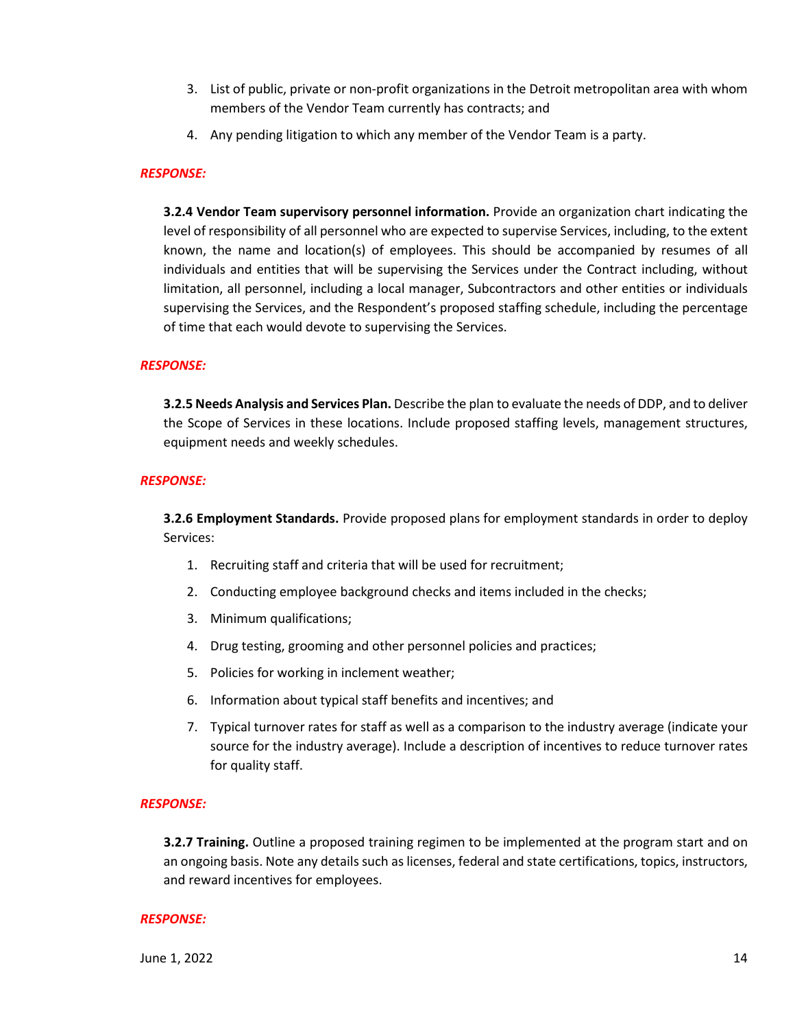3. List of public, private or non-profit organizations in the Detroit metropolitan area with whom members of the Vendor Team currently has contracts; and
4. Any pending litigation to which any member of the Vendor Team is a party.

***RESPONSE:***

**3.2.4 Vendor Team supervisory personnel information.** Provide an organization chart indicating the level of responsibility of all personnel who are expected to supervise Services, including, to the extent known, the name and location(s) of employees. This should be accompanied by resumes of all individuals and entities that will be supervising the Services under the Contract including, without limitation, all personnel, including a local manager, Subcontractors and other entities or individuals supervising the Services, and the Respondent's proposed staffing schedule, including the percentage of time that each would devote to supervising the Services.

***RESPONSE:***

**3.2.5 Needs Analysis and Services Plan.** Describe the plan to evaluate the needs of DDP, and to deliver the Scope of Services in these locations. Include proposed staffing levels, management structures, equipment needs and weekly schedules.

***RESPONSE:***

**3.2.6 Employment Standards.** Provide proposed plans for employment standards in order to deploy Services:

1. Recruiting staff and criteria that will be used for recruitment;
2. Conducting employee background checks and items included in the checks;
3. Minimum qualifications;
4. Drug testing, grooming and other personnel policies and practices;
5. Policies for working in inclement weather;
6. Information about typical staff benefits and incentives; and
7. Typical turnover rates for staff as well as a comparison to the industry average (indicate your source for the industry average). Include a description of incentives to reduce turnover rates for quality staff.

***RESPONSE:***

**3.2.7 Training.** Outline a proposed training regimen to be implemented at the program start and on an ongoing basis. Note any details such as licenses, federal and state certifications, topics, instructors, and reward incentives for employees.

***RESPONSE:***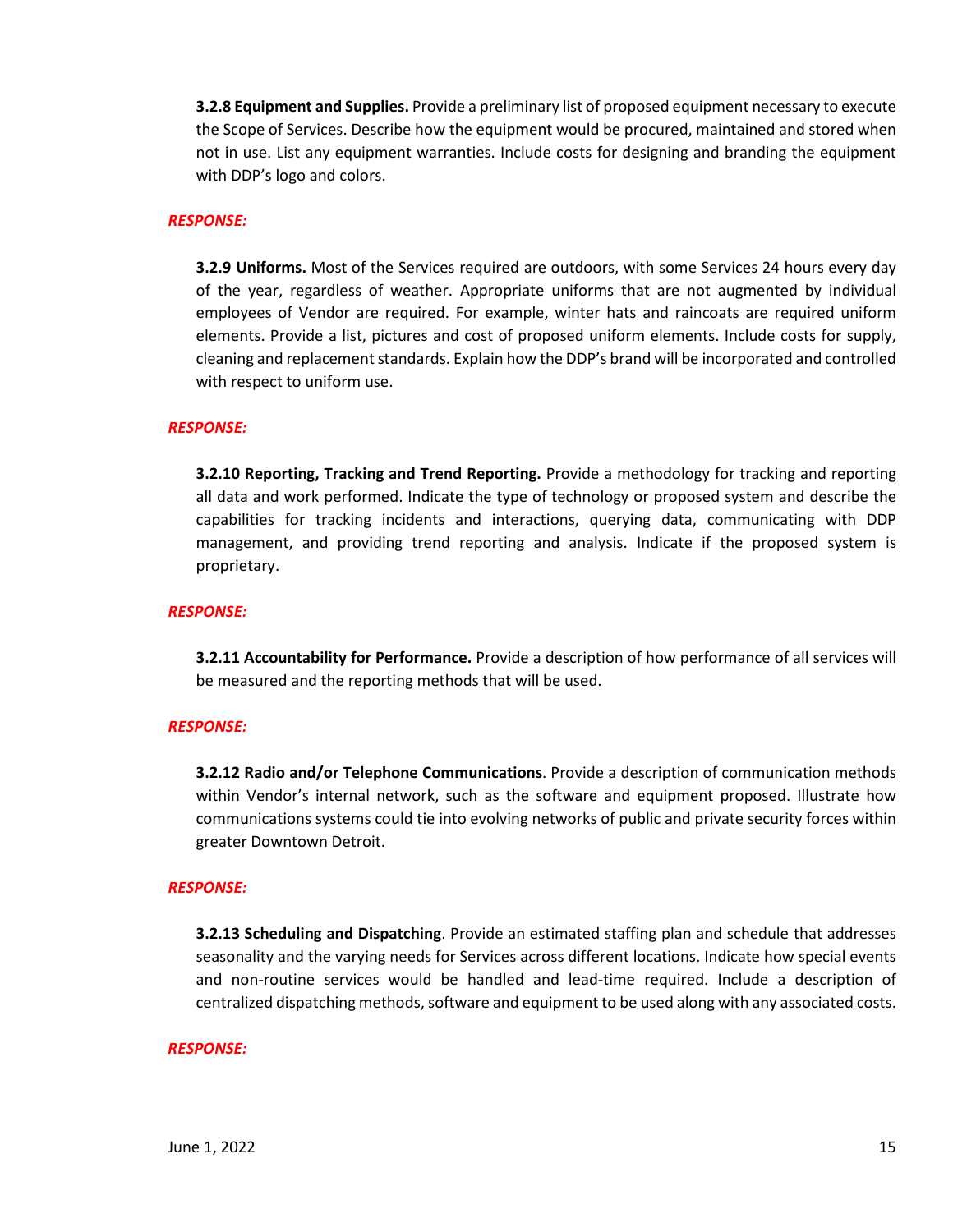**3.2.8 Equipment and Supplies.** Provide a preliminary list of proposed equipment necessary to execute the Scope of Services. Describe how the equipment would be procured, maintained and stored when not in use. List any equipment warranties. Include costs for designing and branding the equipment with DDP's logo and colors.

***RESPONSE:***

**3.2.9 Uniforms.** Most of the Services required are outdoors, with some Services 24 hours every day of the year, regardless of weather. Appropriate uniforms that are not augmented by individual employees of Vendor are required. For example, winter hats and raincoats are required uniform elements. Provide a list, pictures and cost of proposed uniform elements. Include costs for supply, cleaning and replacement standards. Explain how the DDP's brand will be incorporated and controlled with respect to uniform use.

***RESPONSE:***

**3.2.10 Reporting, Tracking and Trend Reporting.** Provide a methodology for tracking and reporting all data and work performed. Indicate the type of technology or proposed system and describe the capabilities for tracking incidents and interactions, querying data, communicating with DDP management, and providing trend reporting and analysis. Indicate if the proposed system is proprietary.

***RESPONSE:***

**3.2.11 Accountability for Performance.** Provide a description of how performance of all services will be measured and the reporting methods that will be used.

***RESPONSE:***

**3.2.12 Radio and/or Telephone Communications**. Provide a description of communication methods within Vendor's internal network, such as the software and equipment proposed. Illustrate how communications systems could tie into evolving networks of public and private security forces within greater Downtown Detroit.

***RESPONSE:***

**3.2.13 Scheduling and Dispatching**. Provide an estimated staffing plan and schedule that addresses seasonality and the varying needs for Services across different locations. Indicate how special events and non-routine services would be handled and lead-time required. Include a description of centralized dispatching methods, software and equipment to be used along with any associated costs.

***RESPONSE:***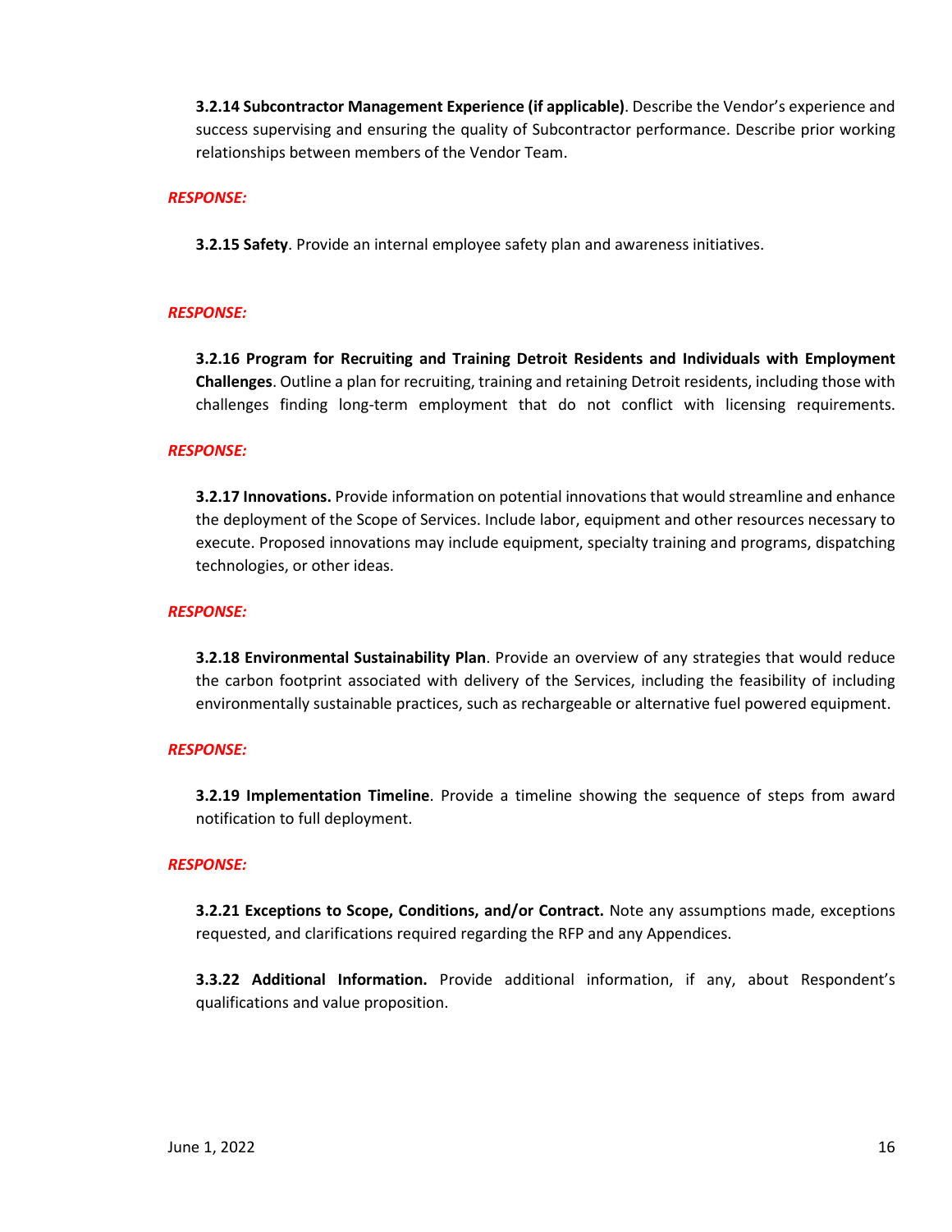**3.2.14 Subcontractor Management Experience (if applicable)**. Describe the Vendor's experience and success supervising and ensuring the quality of Subcontractor performance. Describe prior working relationships between members of the Vendor Team.

***RESPONSE:***

**3.2.15 Safety**. Provide an internal employee safety plan and awareness initiatives.

***RESPONSE:***

**3.2.16 Program for Recruiting and Training Detroit Residents and Individuals with Employment Challenges**. Outline a plan for recruiting, training and retaining Detroit residents, including those with challenges finding long-term employment that do not conflict with licensing requirements.

***RESPONSE:***

**3.2.17 Innovations.** Provide information on potential innovations that would streamline and enhance the deployment of the Scope of Services. Include labor, equipment and other resources necessary to execute. Proposed innovations may include equipment, specialty training and programs, dispatching technologies, or other ideas.

***RESPONSE:***

**3.2.18 Environmental Sustainability Plan**. Provide an overview of any strategies that would reduce the carbon footprint associated with delivery of the Services, including the feasibility of including environmentally sustainable practices, such as rechargeable or alternative fuel powered equipment.

***RESPONSE:***

**3.2.19 Implementation Timeline**. Provide a timeline showing the sequence of steps from award notification to full deployment.

***RESPONSE:***

**3.2.21 Exceptions to Scope, Conditions, and/or Contract.** Note any assumptions made, exceptions requested, and clarifications required regarding the RFP and any Appendices.

**3.3.22 Additional Information.** Provide additional information, if any, about Respondent's qualifications and value proposition.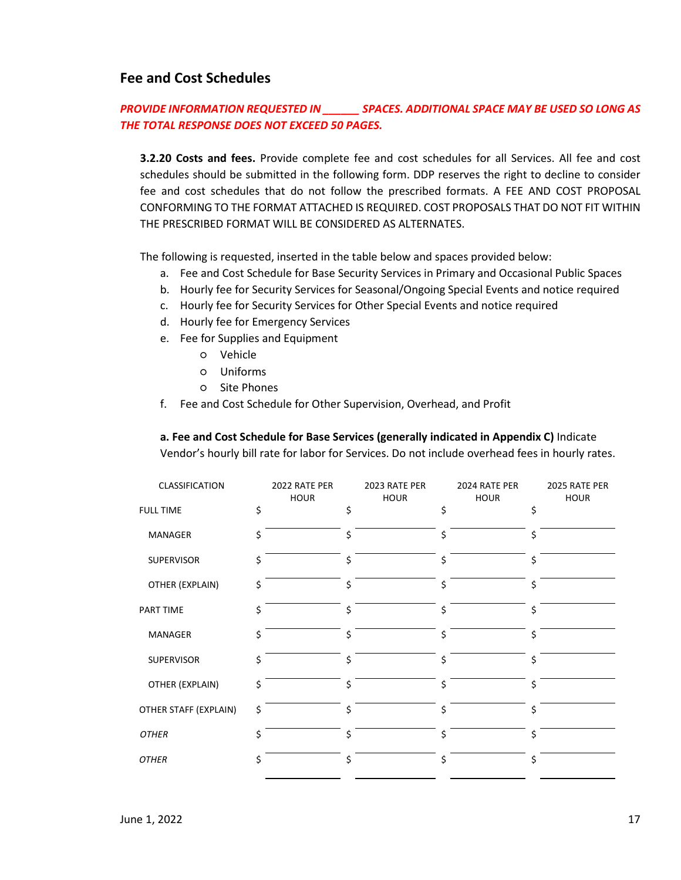## Fee and Cost Schedules

***PROVIDE INFORMATION REQUESTED IN ______ SPACES. ADDITIONAL SPACE MAY BE USED SO LONG AS THE TOTAL RESPONSE DOES NOT EXCEED 50 PAGES.***

**3.2.20 Costs and fees.** Provide complete fee and cost schedules for all Services. All fee and cost schedules should be submitted in the following form. DDP reserves the right to decline to consider fee and cost schedules that do not follow the prescribed formats. A FEE AND COST PROPOSAL CONFORMING TO THE FORMAT ATTACHED IS REQUIRED. COST PROPOSALS THAT DO NOT FIT WITHIN THE PRESCRIBED FORMAT WILL BE CONSIDERED AS ALTERNATES.

The following is requested, inserted in the table below and spaces provided below:

a. Fee and Cost Schedule for Base Security Services in Primary and Occasional Public Spaces
b. Hourly fee for Security Services for Seasonal/Ongoing Special Events and notice required
c. Hourly fee for Security Services for Other Special Events and notice required
d. Hourly fee for Emergency Services
e. Fee for Supplies and Equipment
   - Vehicle
   - Uniforms
   - Site Phones
f. Fee and Cost Schedule for Other Supervision, Overhead, and Profit

**a. Fee and Cost Schedule for Base Services (generally indicated in Appendix C)** Indicate Vendor's hourly bill rate for labor for Services. Do not include overhead fees in hourly rates.

| CLASSIFICATION | 2022 RATE PER HOUR | 2023 RATE PER HOUR | 2024 RATE PER HOUR | 2025 RATE PER HOUR |
|---|---|---|---|---|
| FULL TIME | $ ______ | $ ______ | $ ______ | $ ______ |
| MANAGER | $ ______ | $ ______ | $ ______ | $ ______ |
| SUPERVISOR | $ ______ | $ ______ | $ ______ | $ ______ |
| OTHER (EXPLAIN) | $ ______ | $ ______ | $ ______ | $ ______ |
| PART TIME | $ ______ | $ ______ | $ ______ | $ ______ |
| MANAGER | $ ______ | $ ______ | $ ______ | $ ______ |
| SUPERVISOR | $ ______ | $ ______ | $ ______ | $ ______ |
| OTHER (EXPLAIN) | $ ______ | $ ______ | $ ______ | $ ______ |
| OTHER STAFF (EXPLAIN) | $ ______ | $ ______ | $ ______ | $ ______ |
| *OTHER* | $ ______ | $ ______ | $ ______ | $ ______ |
| *OTHER* | $ ______ | $ ______ | $ ______ | $ ______ |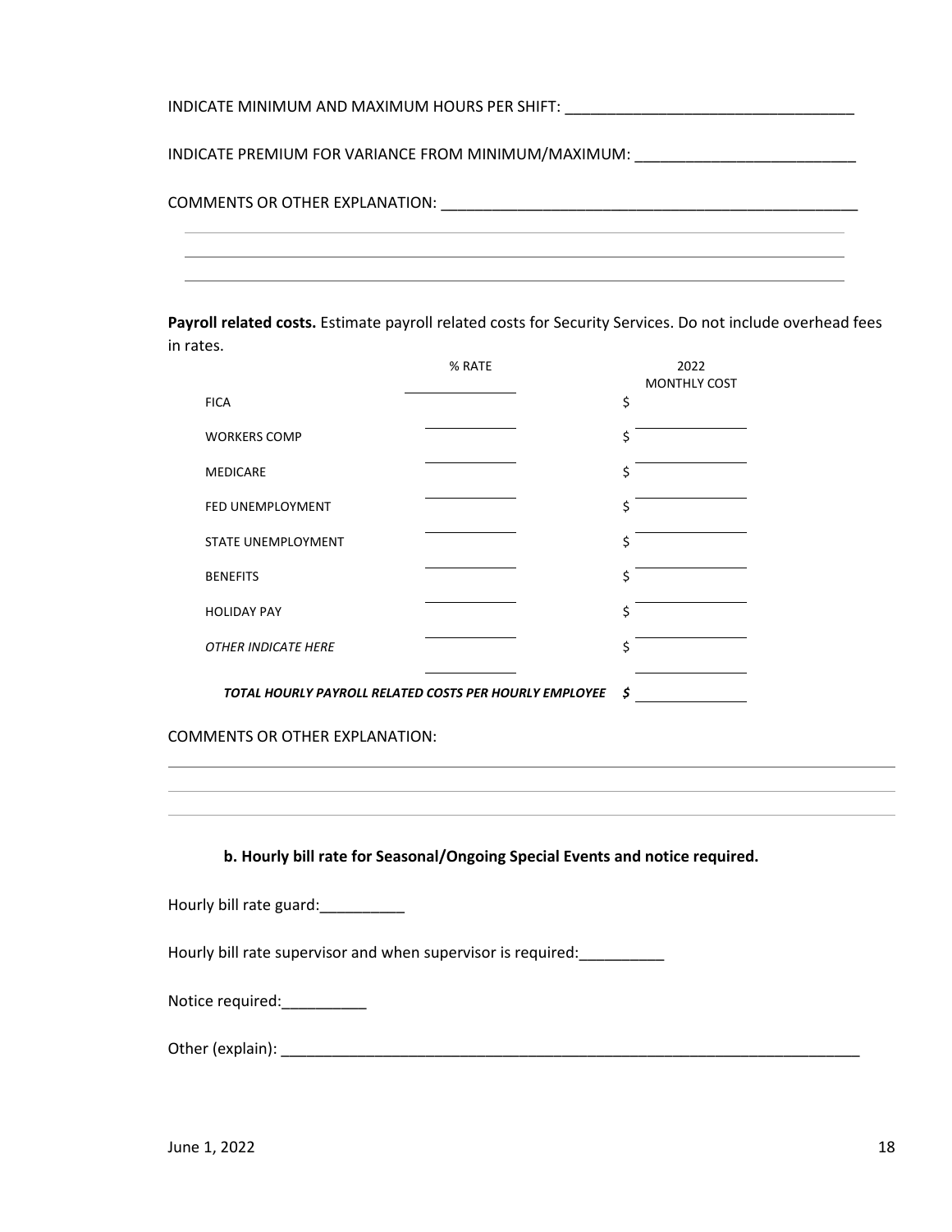INDICATE MINIMUM AND MAXIMUM HOURS PER SHIFT: ___________________________________

INDICATE PREMIUM FOR VARIANCE FROM MINIMUM/MAXIMUM: _________________________

COMMENTS OR OTHER EXPLANATION: __________________________________________________

______________________________________________________________________________

______________________________________________________________________________

______________________________________________________________________________

**Payroll related costs.** Estimate payroll related costs for Security Services. Do not include overhead fees in rates.

| | % RATE | 2022 MONTHLY COST |
|---|---|---|
| FICA | | $ |
| WORKERS COMP | | $ |
| MEDICARE | | $ |
| FED UNEMPLOYMENT | | $ |
| STATE UNEMPLOYMENT | | $ |
| BENEFITS | | $ |
| HOLIDAY PAY | | $ |
| *OTHER INDICATE HERE* | | $ |
| ***TOTAL HOURLY PAYROLL RELATED COSTS PER HOURLY EMPLOYEE*** | | ***$*** |

COMMENTS OR OTHER EXPLANATION:

______________________________________________________________________________

______________________________________________________________________________

______________________________________________________________________________

**b. Hourly bill rate for Seasonal/Ongoing Special Events and notice required.**

Hourly bill rate guard:__________

Hourly bill rate supervisor and when supervisor is required:__________

Notice required:__________

Other (explain): ______________________________________________________________________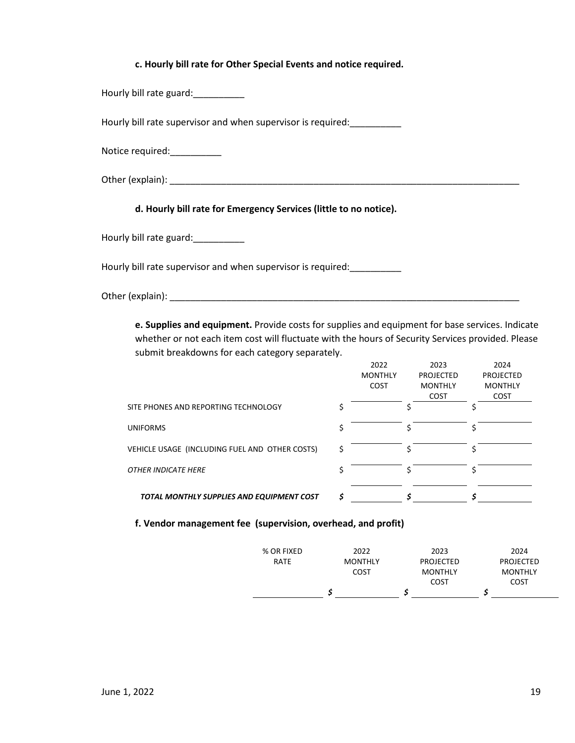**c. Hourly bill rate for Other Special Events and notice required.**

Hourly bill rate guard:__________

Hourly bill rate supervisor and when supervisor is required:__________

Notice required:__________

Other (explain): ______________________________________________________________________

**d. Hourly bill rate for Emergency Services (little to no notice).**

Hourly bill rate guard:__________

Hourly bill rate supervisor and when supervisor is required:__________

Other (explain): ______________________________________________________________________

**e. Supplies and equipment.** Provide costs for supplies and equipment for base services. Indicate whether or not each item cost will fluctuate with the hours of Security Services provided. Please submit breakdowns for each category separately.

| | 2022 MONTHLY COST | 2023 PROJECTED MONTHLY COST | 2024 PROJECTED MONTHLY COST |
|---|---|---|---|
| SITE PHONES AND REPORTING TECHNOLOGY | $ | $ | $ |
| UNIFORMS | $ | $ | $ |
| VEHICLE USAGE (INCLUDING FUEL AND OTHER COSTS) | $ | $ | $ |
| *OTHER INDICATE HERE* | $ | $ | $ |
| ***TOTAL MONTHLY SUPPLIES AND EQUIPMENT COST*** | ***$*** | ***$*** | ***$*** |

**f. Vendor management fee (supervision, overhead, and profit)**

| % OR FIXED RATE | 2022 MONTHLY COST | 2023 PROJECTED MONTHLY COST | 2024 PROJECTED MONTHLY COST |
|---|---|---|---|
| | ***$*** | ***$*** | ***$*** |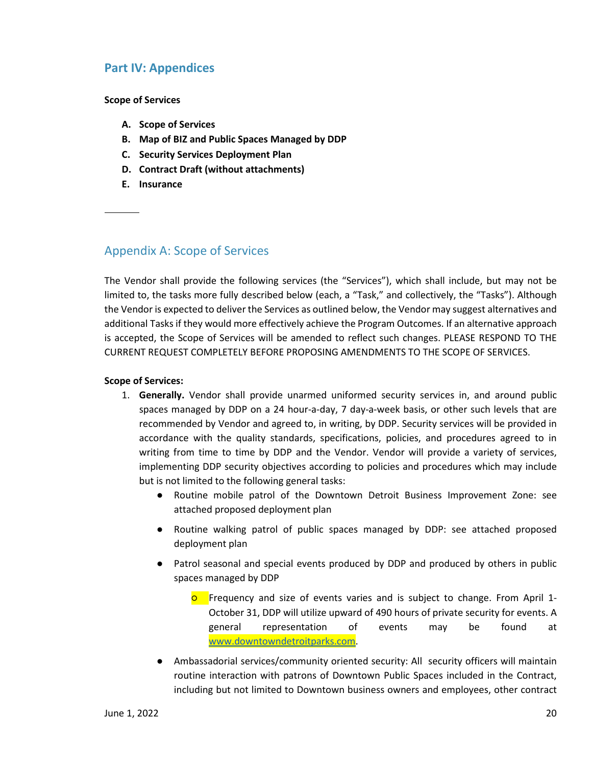## Part IV: Appendices

**Scope of Services**

A. **Scope of Services**
B. **Map of BIZ and Public Spaces Managed by DDP**
C. **Security Services Deployment Plan**
D. **Contract Draft (without attachments)**
E. **Insurance**

---

## Appendix A: Scope of Services

The Vendor shall provide the following services (the "Services"), which shall include, but may not be limited to, the tasks more fully described below (each, a "Task," and collectively, the "Tasks"). Although the Vendor is expected to deliver the Services as outlined below, the Vendor may suggest alternatives and additional Tasks if they would more effectively achieve the Program Outcomes. If an alternative approach is accepted, the Scope of Services will be amended to reflect such changes. PLEASE RESPOND TO THE CURRENT REQUEST COMPLETELY BEFORE PROPOSING AMENDMENTS TO THE SCOPE OF SERVICES.

**Scope of Services:**

1. **Generally.** Vendor shall provide unarmed uniformed security services in, and around public spaces managed by DDP on a 24 hour-a-day, 7 day-a-week basis, or other such levels that are recommended by Vendor and agreed to, in writing, by DDP. Security services will be provided in accordance with the quality standards, specifications, policies, and procedures agreed to in writing from time to time by DDP and the Vendor. Vendor will provide a variety of services, implementing DDP security objectives according to policies and procedures which may include but is not limited to the following general tasks:
    - Routine mobile patrol of the Downtown Detroit Business Improvement Zone: see attached proposed deployment plan
    - Routine walking patrol of public spaces managed by DDP: see attached proposed deployment plan
    - Patrol seasonal and special events produced by DDP and produced by others in public spaces managed by DDP
        - Frequency and size of events varies and is subject to change. From April 1-October 31, DDP will utilize upward of 490 hours of private security for events. A general representation of events may be found at www.downtowndetroitparks.com.
    - Ambassadorial services/community oriented security: All security officers will maintain routine interaction with patrons of Downtown Public Spaces included in the Contract, including but not limited to Downtown business owners and employees, other contract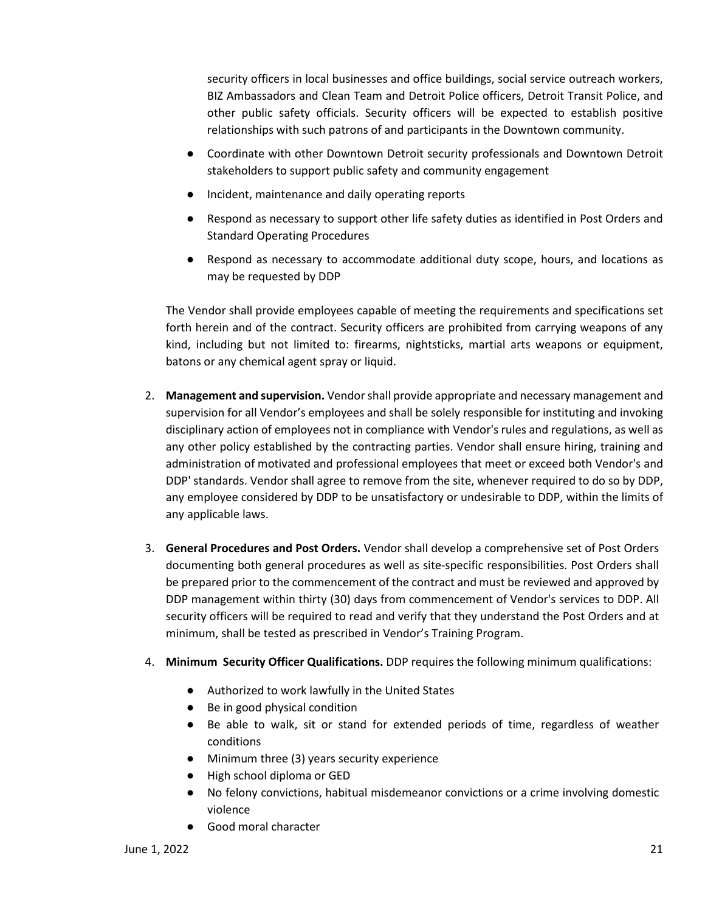security officers in local businesses and office buildings, social service outreach workers, BIZ Ambassadors and Clean Team and Detroit Police officers, Detroit Transit Police, and other public safety officials. Security officers will be expected to establish positive relationships with such patrons of and participants in the Downtown community.

- Coordinate with other Downtown Detroit security professionals and Downtown Detroit stakeholders to support public safety and community engagement
- Incident, maintenance and daily operating reports
- Respond as necessary to support other life safety duties as identified in Post Orders and Standard Operating Procedures
- Respond as necessary to accommodate additional duty scope, hours, and locations as may be requested by DDP

The Vendor shall provide employees capable of meeting the requirements and specifications set forth herein and of the contract. Security officers are prohibited from carrying weapons of any kind, including but not limited to: firearms, nightsticks, martial arts weapons or equipment, batons or any chemical agent spray or liquid.

2. **Management and supervision.** Vendor shall provide appropriate and necessary management and supervision for all Vendor's employees and shall be solely responsible for instituting and invoking disciplinary action of employees not in compliance with Vendor's rules and regulations, as well as any other policy established by the contracting parties. Vendor shall ensure hiring, training and administration of motivated and professional employees that meet or exceed both Vendor's and DDP' standards. Vendor shall agree to remove from the site, whenever required to do so by DDP, any employee considered by DDP to be unsatisfactory or undesirable to DDP, within the limits of any applicable laws.

3. **General Procedures and Post Orders.** Vendor shall develop a comprehensive set of Post Orders documenting both general procedures as well as site-specific responsibilities. Post Orders shall be prepared prior to the commencement of the contract and must be reviewed and approved by DDP management within thirty (30) days from commencement of Vendor's services to DDP. All security officers will be required to read and verify that they understand the Post Orders and at minimum, shall be tested as prescribed in Vendor's Training Program.

4. **Minimum Security Officer Qualifications.** DDP requires the following minimum qualifications:

   - Authorized to work lawfully in the United States
   - Be in good physical condition
   - Be able to walk, sit or stand for extended periods of time, regardless of weather conditions
   - Minimum three (3) years security experience
   - High school diploma or GED
   - No felony convictions, habitual misdemeanor convictions or a crime involving domestic violence
   - Good moral character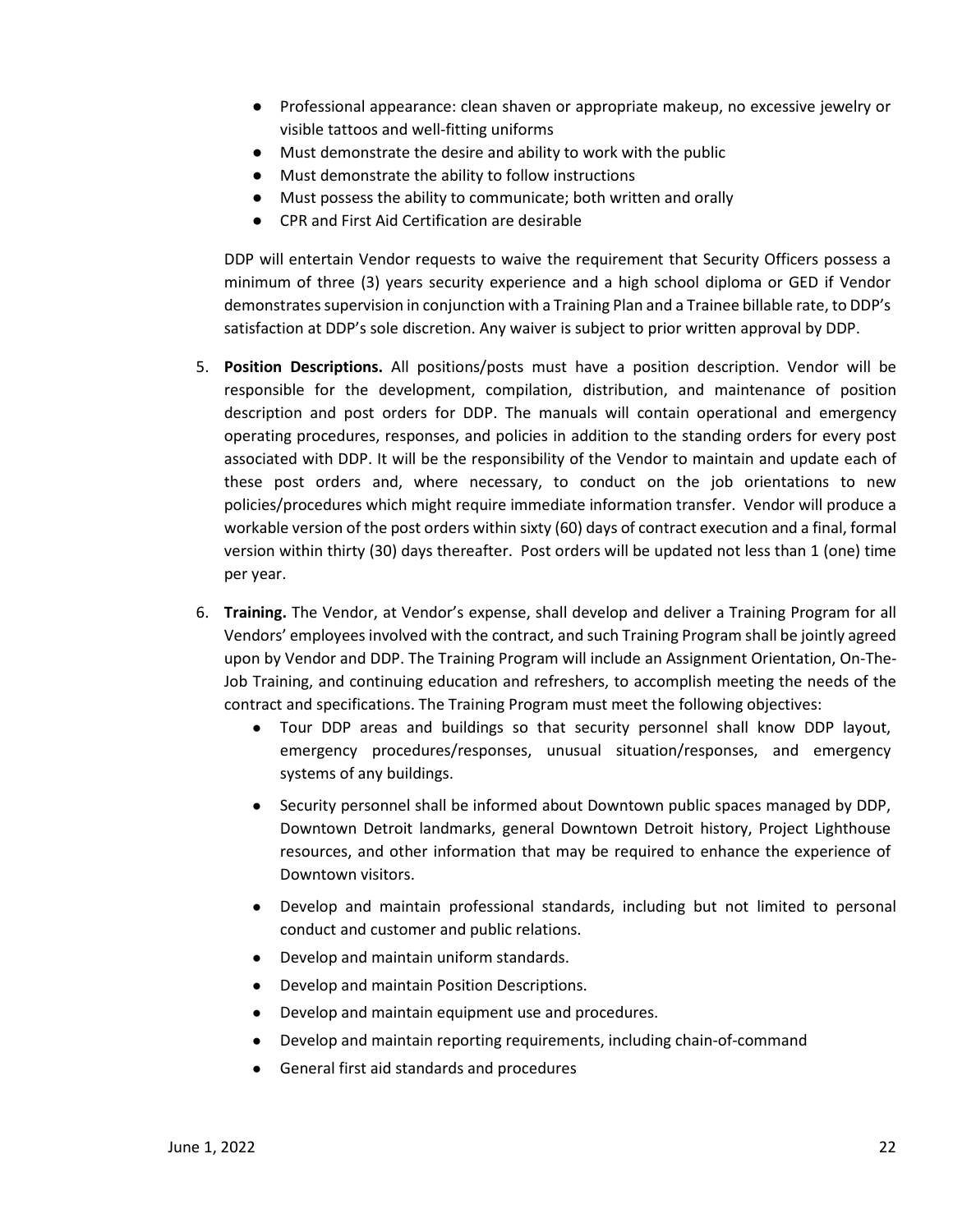- Professional appearance: clean shaven or appropriate makeup, no excessive jewelry or visible tattoos and well-fitting uniforms
- Must demonstrate the desire and ability to work with the public
- Must demonstrate the ability to follow instructions
- Must possess the ability to communicate; both written and orally
- CPR and First Aid Certification are desirable

DDP will entertain Vendor requests to waive the requirement that Security Officers possess a minimum of three (3) years security experience and a high school diploma or GED if Vendor demonstrates supervision in conjunction with a Training Plan and a Trainee billable rate, to DDP's satisfaction at DDP's sole discretion. Any waiver is subject to prior written approval by DDP.

5. **Position Descriptions.** All positions/posts must have a position description. Vendor will be responsible for the development, compilation, distribution, and maintenance of position description and post orders for DDP. The manuals will contain operational and emergency operating procedures, responses, and policies in addition to the standing orders for every post associated with DDP. It will be the responsibility of the Vendor to maintain and update each of these post orders and, where necessary, to conduct on the job orientations to new policies/procedures which might require immediate information transfer. Vendor will produce a workable version of the post orders within sixty (60) days of contract execution and a final, formal version within thirty (30) days thereafter. Post orders will be updated not less than 1 (one) time per year.

6. **Training.** The Vendor, at Vendor's expense, shall develop and deliver a Training Program for all Vendors' employees involved with the contract, and such Training Program shall be jointly agreed upon by Vendor and DDP. The Training Program will include an Assignment Orientation, On-The-Job Training, and continuing education and refreshers, to accomplish meeting the needs of the contract and specifications. The Training Program must meet the following objectives:
   - Tour DDP areas and buildings so that security personnel shall know DDP layout, emergency procedures/responses, unusual situation/responses, and emergency systems of any buildings.
   - Security personnel shall be informed about Downtown public spaces managed by DDP, Downtown Detroit landmarks, general Downtown Detroit history, Project Lighthouse resources, and other information that may be required to enhance the experience of Downtown visitors.
   - Develop and maintain professional standards, including but not limited to personal conduct and customer and public relations.
   - Develop and maintain uniform standards.
   - Develop and maintain Position Descriptions.
   - Develop and maintain equipment use and procedures.
   - Develop and maintain reporting requirements, including chain-of-command
   - General first aid standards and procedures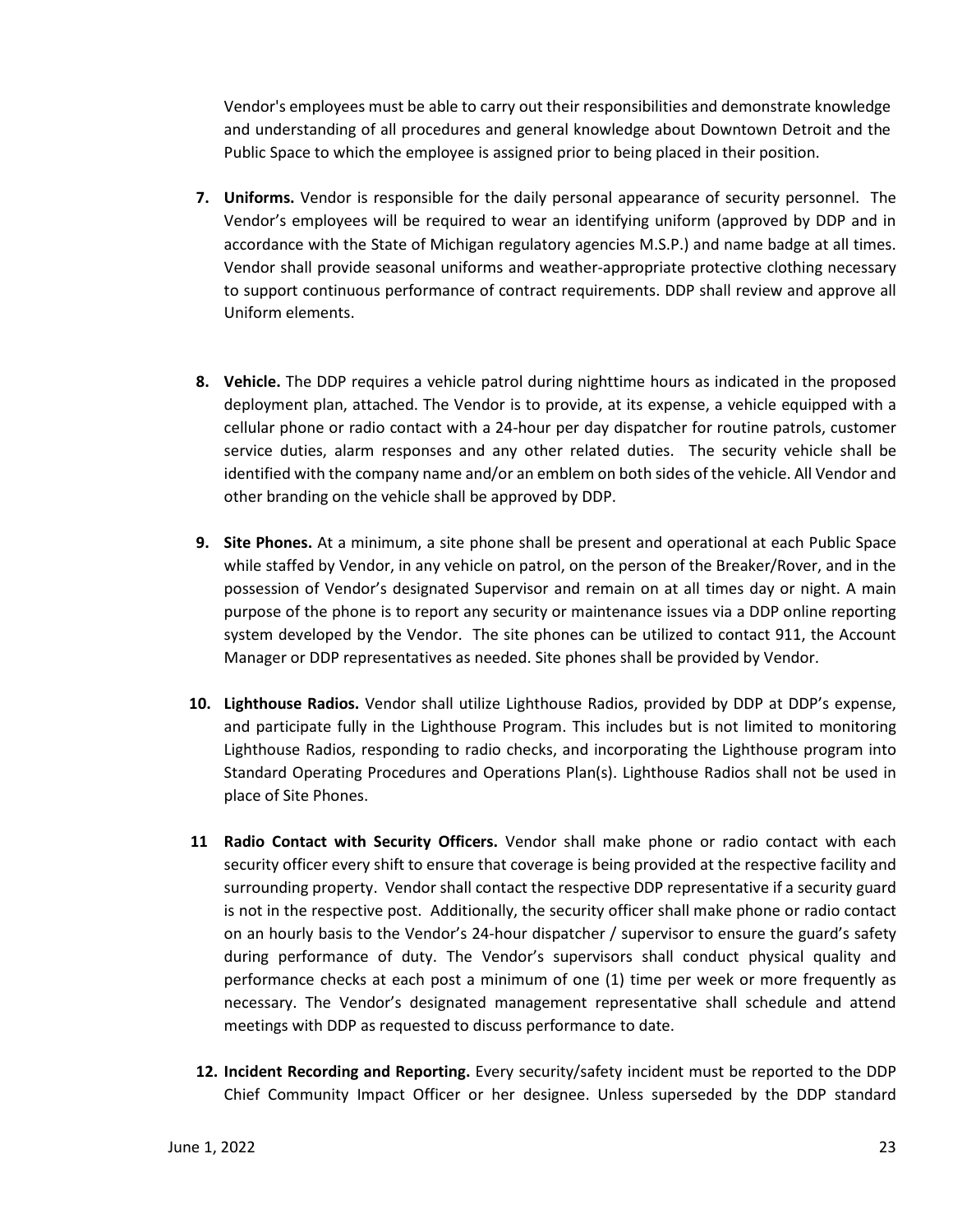Vendor's employees must be able to carry out their responsibilities and demonstrate knowledge and understanding of all procedures and general knowledge about Downtown Detroit and the Public Space to which the employee is assigned prior to being placed in their position.

7. **Uniforms.** Vendor is responsible for the daily personal appearance of security personnel. The Vendor's employees will be required to wear an identifying uniform (approved by DDP and in accordance with the State of Michigan regulatory agencies M.S.P.) and name badge at all times. Vendor shall provide seasonal uniforms and weather-appropriate protective clothing necessary to support continuous performance of contract requirements. DDP shall review and approve all Uniform elements.

8. **Vehicle.** The DDP requires a vehicle patrol during nighttime hours as indicated in the proposed deployment plan, attached. The Vendor is to provide, at its expense, a vehicle equipped with a cellular phone or radio contact with a 24-hour per day dispatcher for routine patrols, customer service duties, alarm responses and any other related duties. The security vehicle shall be identified with the company name and/or an emblem on both sides of the vehicle. All Vendor and other branding on the vehicle shall be approved by DDP.

9. **Site Phones.** At a minimum, a site phone shall be present and operational at each Public Space while staffed by Vendor, in any vehicle on patrol, on the person of the Breaker/Rover, and in the possession of Vendor's designated Supervisor and remain on at all times day or night. A main purpose of the phone is to report any security or maintenance issues via a DDP online reporting system developed by the Vendor. The site phones can be utilized to contact 911, the Account Manager or DDP representatives as needed. Site phones shall be provided by Vendor.

10. **Lighthouse Radios.** Vendor shall utilize Lighthouse Radios, provided by DDP at DDP's expense, and participate fully in the Lighthouse Program. This includes but is not limited to monitoring Lighthouse Radios, responding to radio checks, and incorporating the Lighthouse program into Standard Operating Procedures and Operations Plan(s). Lighthouse Radios shall not be used in place of Site Phones.

11 **Radio Contact with Security Officers.** Vendor shall make phone or radio contact with each security officer every shift to ensure that coverage is being provided at the respective facility and surrounding property. Vendor shall contact the respective DDP representative if a security guard is not in the respective post. Additionally, the security officer shall make phone or radio contact on an hourly basis to the Vendor's 24-hour dispatcher / supervisor to ensure the guard's safety during performance of duty. The Vendor's supervisors shall conduct physical quality and performance checks at each post a minimum of one (1) time per week or more frequently as necessary. The Vendor's designated management representative shall schedule and attend meetings with DDP as requested to discuss performance to date.

12. **Incident Recording and Reporting.** Every security/safety incident must be reported to the DDP Chief Community Impact Officer or her designee. Unless superseded by the DDP standard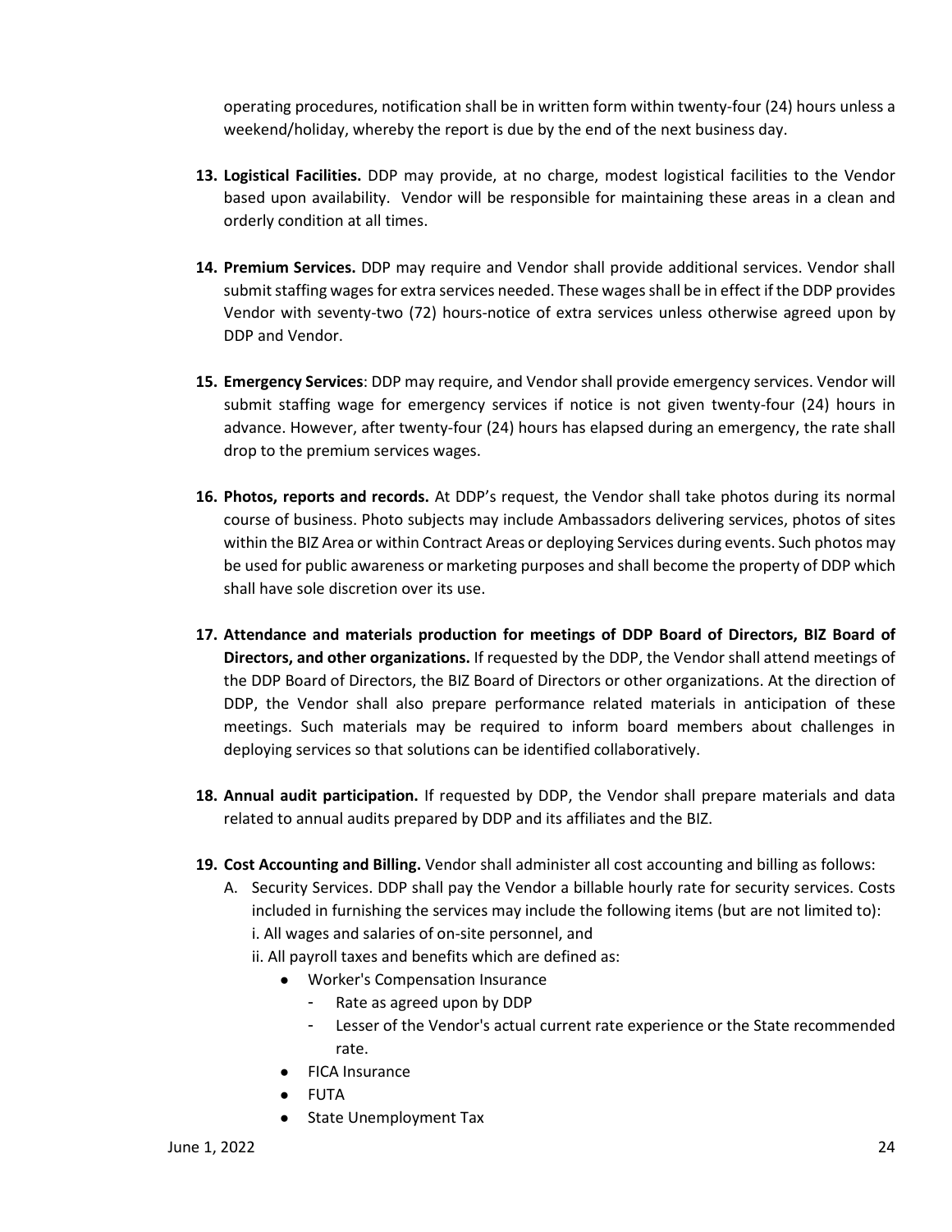operating procedures, notification shall be in written form within twenty-four (24) hours unless a weekend/holiday, whereby the report is due by the end of the next business day.

13. **Logistical Facilities.** DDP may provide, at no charge, modest logistical facilities to the Vendor based upon availability. Vendor will be responsible for maintaining these areas in a clean and orderly condition at all times.

14. **Premium Services.** DDP may require and Vendor shall provide additional services. Vendor shall submit staffing wages for extra services needed. These wages shall be in effect if the DDP provides Vendor with seventy-two (72) hours-notice of extra services unless otherwise agreed upon by DDP and Vendor.

15. **Emergency Services**: DDP may require, and Vendor shall provide emergency services. Vendor will submit staffing wage for emergency services if notice is not given twenty-four (24) hours in advance. However, after twenty-four (24) hours has elapsed during an emergency, the rate shall drop to the premium services wages.

16. **Photos, reports and records.** At DDP's request, the Vendor shall take photos during its normal course of business. Photo subjects may include Ambassadors delivering services, photos of sites within the BIZ Area or within Contract Areas or deploying Services during events. Such photos may be used for public awareness or marketing purposes and shall become the property of DDP which shall have sole discretion over its use.

17. **Attendance and materials production for meetings of DDP Board of Directors, BIZ Board of Directors, and other organizations.** If requested by the DDP, the Vendor shall attend meetings of the DDP Board of Directors, the BIZ Board of Directors or other organizations. At the direction of DDP, the Vendor shall also prepare performance related materials in anticipation of these meetings. Such materials may be required to inform board members about challenges in deploying services so that solutions can be identified collaboratively.

18. **Annual audit participation.** If requested by DDP, the Vendor shall prepare materials and data related to annual audits prepared by DDP and its affiliates and the BIZ.

19. **Cost Accounting and Billing.** Vendor shall administer all cost accounting and billing as follows:
    A. Security Services. DDP shall pay the Vendor a billable hourly rate for security services. Costs included in furnishing the services may include the following items (but are not limited to):
    i. All wages and salaries of on-site personnel, and
    ii. All payroll taxes and benefits which are defined as:
    - Worker's Compensation Insurance
        - Rate as agreed upon by DDP
        - Lesser of the Vendor's actual current rate experience or the State recommended rate.
    - FICA Insurance
    - FUTA
    - State Unemployment Tax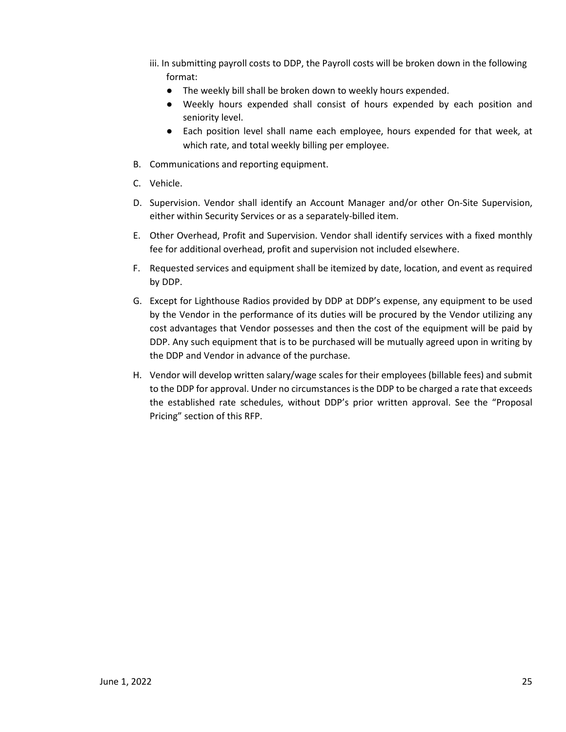iii. In submitting payroll costs to DDP, the Payroll costs will be broken down in the following format:
   - The weekly bill shall be broken down to weekly hours expended.
   - Weekly hours expended shall consist of hours expended by each position and seniority level.
   - Each position level shall name each employee, hours expended for that week, at which rate, and total weekly billing per employee.

B. Communications and reporting equipment.

C. Vehicle.

D. Supervision. Vendor shall identify an Account Manager and/or other On-Site Supervision, either within Security Services or as a separately-billed item.

E. Other Overhead, Profit and Supervision. Vendor shall identify services with a fixed monthly fee for additional overhead, profit and supervision not included elsewhere.

F. Requested services and equipment shall be itemized by date, location, and event as required by DDP.

G. Except for Lighthouse Radios provided by DDP at DDP's expense, any equipment to be used by the Vendor in the performance of its duties will be procured by the Vendor utilizing any cost advantages that Vendor possesses and then the cost of the equipment will be paid by DDP. Any such equipment that is to be purchased will be mutually agreed upon in writing by the DDP and Vendor in advance of the purchase.

H. Vendor will develop written salary/wage scales for their employees (billable fees) and submit to the DDP for approval. Under no circumstances is the DDP to be charged a rate that exceeds the established rate schedules, without DDP's prior written approval. See the "Proposal Pricing" section of this RFP.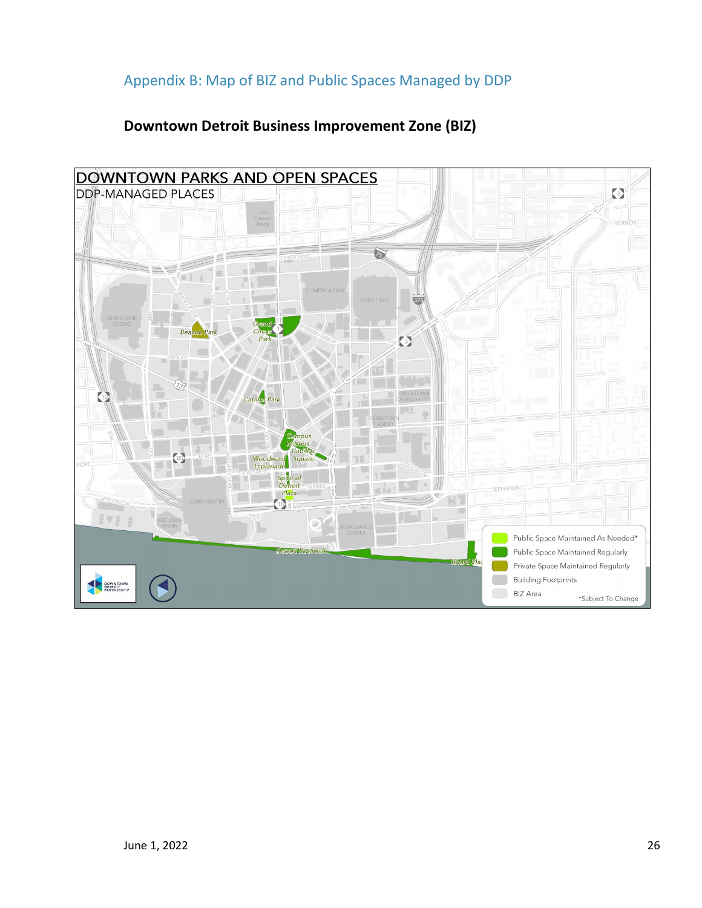## Appendix B: Map of BIZ and Public Spaces Managed by DDP

**Downtown Detroit Business Improvement Zone (BIZ)**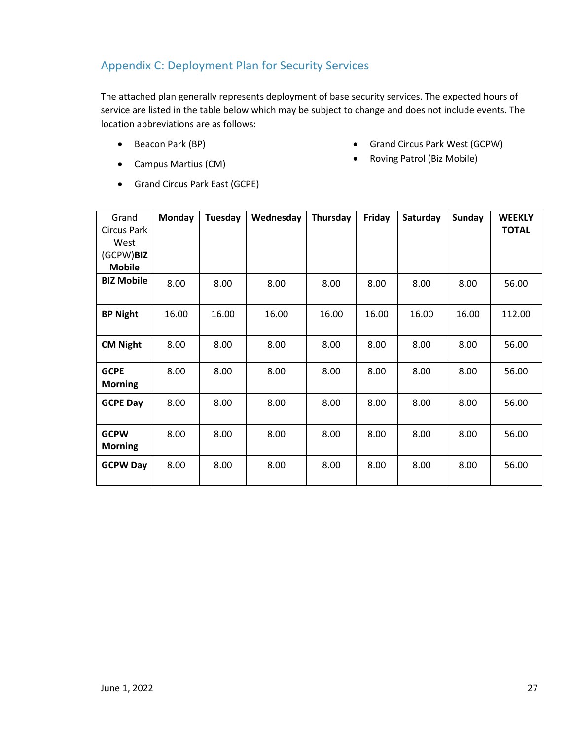## Appendix C: Deployment Plan for Security Services

The attached plan generally represents deployment of base security services. The expected hours of service are listed in the table below which may be subject to change and does not include events. The location abbreviations are as follows:

- Beacon Park (BP)
- Campus Martius (CM)
- Grand Circus Park East (GCPE)
- Grand Circus Park West (GCPW)
- Roving Patrol (Biz Mobile)

| Grand Circus Park West (GCPW)**BIZ Mobile** | **Monday** | **Tuesday** | **Wednesday** | **Thursday** | **Friday** | **Saturday** | **Sunday** | **WEEKLY TOTAL** |
|---|---|---|---|---|---|---|---|---|
| **BIZ Mobile** | 8.00 | 8.00 | 8.00 | 8.00 | 8.00 | 8.00 | 8.00 | 56.00 |
| **BP Night** | 16.00 | 16.00 | 16.00 | 16.00 | 16.00 | 16.00 | 16.00 | 112.00 |
| **CM Night** | 8.00 | 8.00 | 8.00 | 8.00 | 8.00 | 8.00 | 8.00 | 56.00 |
| **GCPE Morning** | 8.00 | 8.00 | 8.00 | 8.00 | 8.00 | 8.00 | 8.00 | 56.00 |
| **GCPE Day** | 8.00 | 8.00 | 8.00 | 8.00 | 8.00 | 8.00 | 8.00 | 56.00 |
| **GCPW Morning** | 8.00 | 8.00 | 8.00 | 8.00 | 8.00 | 8.00 | 8.00 | 56.00 |
| **GCPW Day** | 8.00 | 8.00 | 8.00 | 8.00 | 8.00 | 8.00 | 8.00 | 56.00 |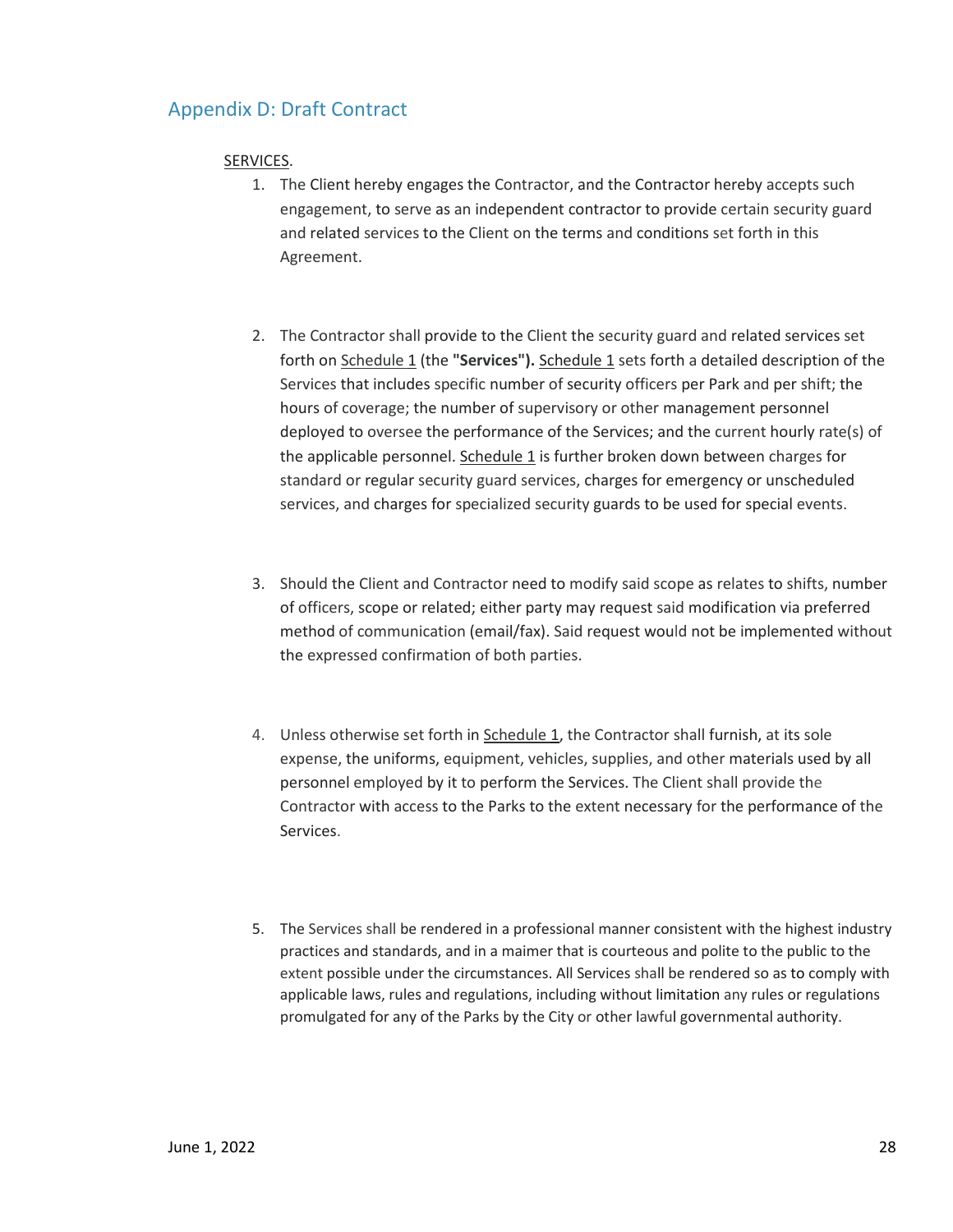## Appendix D: Draft Contract

SERVICES.

1. The Client hereby engages the Contractor, and the Contractor hereby accepts such engagement, to serve as an independent contractor to provide certain security guard and related services to the Client on the terms and conditions set forth in this Agreement.

2. The Contractor shall provide to the Client the security guard and related services set forth on Schedule 1 (the **"Services").** Schedule 1 sets forth a detailed description of the Services that includes specific number of security officers per Park and per shift; the hours of coverage; the number of supervisory or other management personnel deployed to oversee the performance of the Services; and the current hourly rate(s) of the applicable personnel. Schedule 1 is further broken down between charges for standard or regular security guard services, charges for emergency or unscheduled services, and charges for specialized security guards to be used for special events.

3. Should the Client and Contractor need to modify said scope as relates to shifts, number of officers, scope or related; either party may request said modification via preferred method of communication (email/fax). Said request would not be implemented without the expressed confirmation of both parties.

4. Unless otherwise set forth in Schedule 1, the Contractor shall furnish, at its sole expense, the uniforms, equipment, vehicles, supplies, and other materials used by all personnel employed by it to perform the Services. The Client shall provide the Contractor with access to the Parks to the extent necessary for the performance of the Services.

5. The Services shall be rendered in a professional manner consistent with the highest industry practices and standards, and in a maimer that is courteous and polite to the public to the extent possible under the circumstances. All Services shall be rendered so as to comply with applicable laws, rules and regulations, including without limitation any rules or regulations promulgated for any of the Parks by the City or other lawful governmental authority.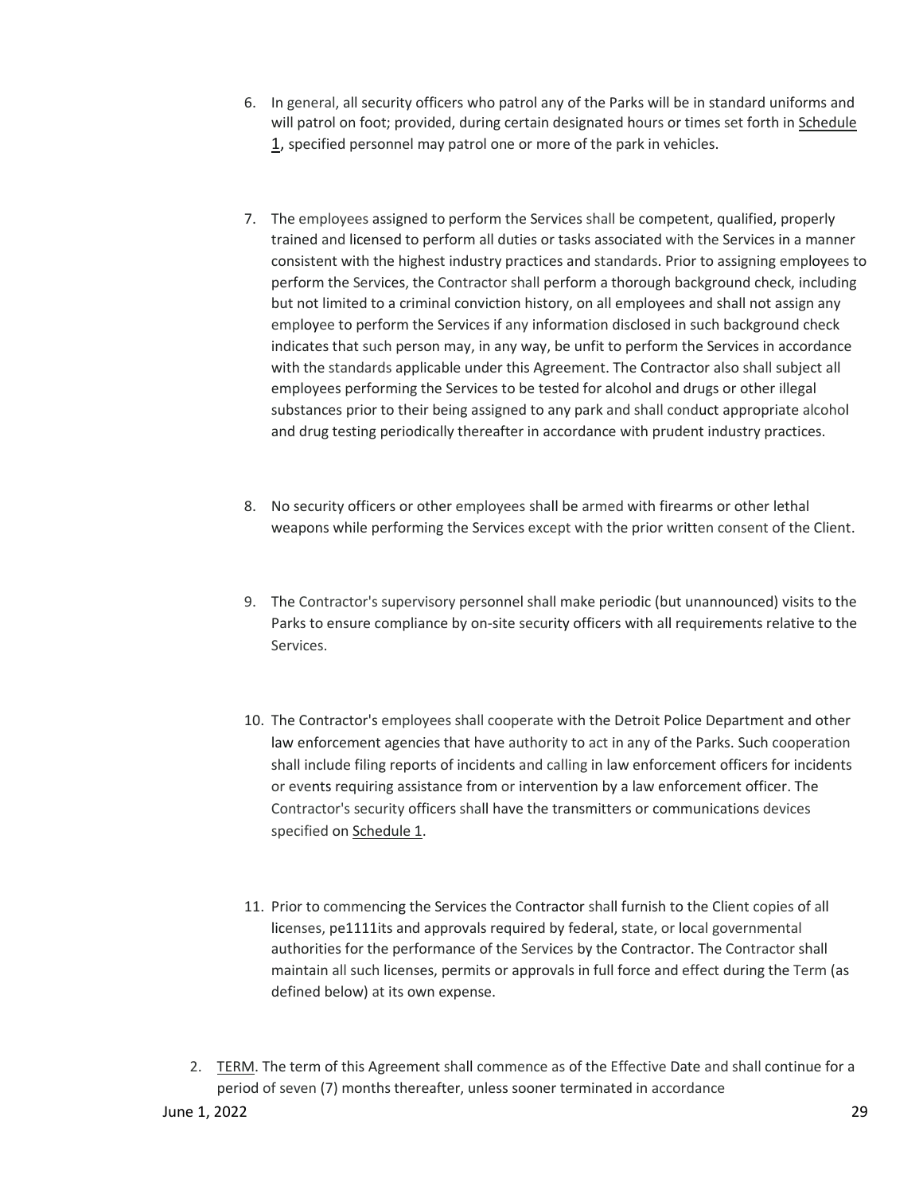6. In general, all security officers who patrol any of the Parks will be in standard uniforms and will patrol on foot; provided, during certain designated hours or times set forth in Schedule 1, specified personnel may patrol one or more of the park in vehicles.

7. The employees assigned to perform the Services shall be competent, qualified, properly trained and licensed to perform all duties or tasks associated with the Services in a manner consistent with the highest industry practices and standards. Prior to assigning employees to perform the Services, the Contractor shall perform a thorough background check, including but not limited to a criminal conviction history, on all employees and shall not assign any employee to perform the Services if any information disclosed in such background check indicates that such person may, in any way, be unfit to perform the Services in accordance with the standards applicable under this Agreement. The Contractor also shall subject all employees performing the Services to be tested for alcohol and drugs or other illegal substances prior to their being assigned to any park and shall conduct appropriate alcohol and drug testing periodically thereafter in accordance with prudent industry practices.

8. No security officers or other employees shall be armed with firearms or other lethal weapons while performing the Services except with the prior written consent of the Client.

9. The Contractor's supervisory personnel shall make periodic (but unannounced) visits to the Parks to ensure compliance by on-site security officers with all requirements relative to the Services.

10. The Contractor's employees shall cooperate with the Detroit Police Department and other law enforcement agencies that have authority to act in any of the Parks. Such cooperation shall include filing reports of incidents and calling in law enforcement officers for incidents or events requiring assistance from or intervention by a law enforcement officer. The Contractor's security officers shall have the transmitters or communications devices specified on Schedule 1.

11. Prior to commencing the Services the Contractor shall furnish to the Client copies of all licenses, pe1111its and approvals required by federal, state, or local governmental authorities for the performance of the Services by the Contractor. The Contractor shall maintain all such licenses, permits or approvals in full force and effect during the Term (as defined below) at its own expense.

2. TERM. The term of this Agreement shall commence as of the Effective Date and shall continue for a period of seven (7) months thereafter, unless sooner terminated in accordance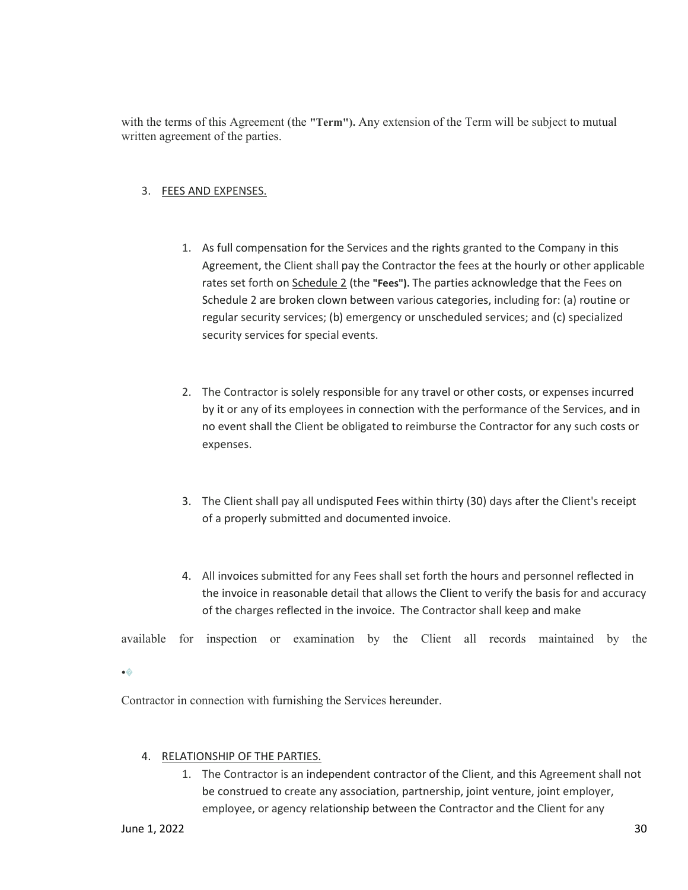with the terms of this Agreement (the **"Term").** Any extension of the Term will be subject to mutual written agreement of the parties.

3. FEES AND EXPENSES.

    1. As full compensation for the Services and the rights granted to the Company in this Agreement, the Client shall pay the Contractor the fees at the hourly or other applicable rates set forth on Schedule 2 (the **"Fees").** The parties acknowledge that the Fees on Schedule 2 are broken clown between various categories, including for: (a) routine or regular security services; (b) emergency or unscheduled services; and (c) specialized security services for special events.

    2. The Contractor is solely responsible for any travel or other costs, or expenses incurred by it or any of its employees in connection with the performance of the Services, and in no event shall the Client be obligated to reimburse the Contractor for any such costs or expenses.

    3. The Client shall pay all undisputed Fees within thirty (30) days after the Client's receipt of a properly submitted and documented invoice.

    4. All invoices submitted for any Fees shall set forth the hours and personnel reflected in the invoice in reasonable detail that allows the Client to verify the basis for and accuracy of the charges reflected in the invoice. The Contractor shall keep and make available for inspection or examination by the Client all records maintained by the Contractor in connection with furnishing the Services hereunder.

4. RELATIONSHIP OF THE PARTIES.
    1. The Contractor is an independent contractor of the Client, and this Agreement shall not be construed to create any association, partnership, joint venture, joint employer, employee, or agency relationship between the Contractor and the Client for any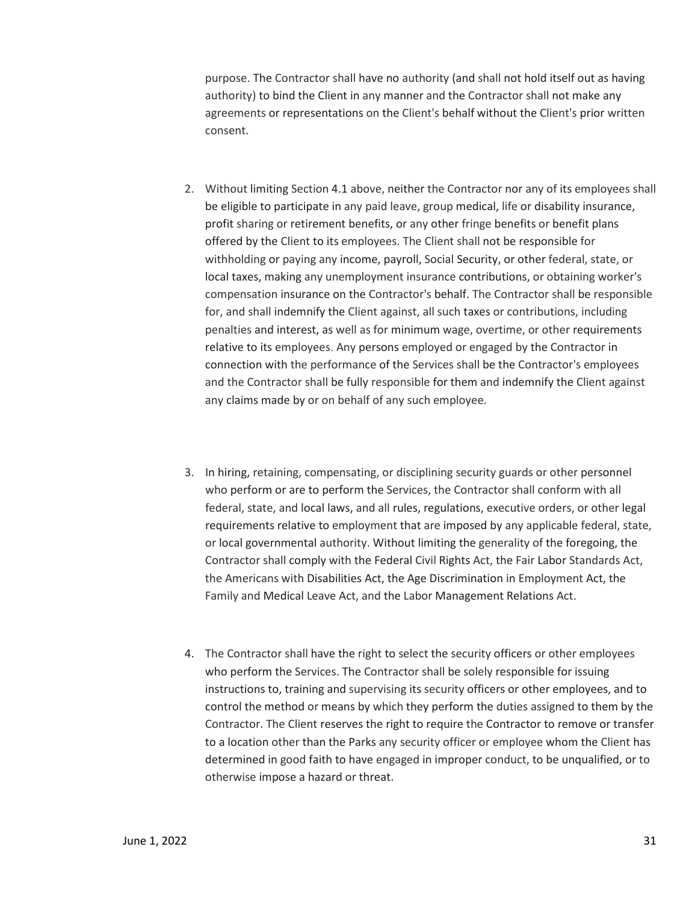purpose. The Contractor shall have no authority (and shall not hold itself out as having authority) to bind the Client in any manner and the Contractor shall not make any agreements or representations on the Client's behalf without the Client's prior written consent.

2. Without limiting Section 4.1 above, neither the Contractor nor any of its employees shall be eligible to participate in any paid leave, group medical, life or disability insurance, profit sharing or retirement benefits, or any other fringe benefits or benefit plans offered by the Client to its employees. The Client shall not be responsible for withholding or paying any income, payroll, Social Security, or other federal, state, or local taxes, making any unemployment insurance contributions, or obtaining worker's compensation insurance on the Contractor's behalf. The Contractor shall be responsible for, and shall indemnify the Client against, all such taxes or contributions, including penalties and interest, as well as for minimum wage, overtime, or other requirements relative to its employees. Any persons employed or engaged by the Contractor in connection with the performance of the Services shall be the Contractor's employees and the Contractor shall be fully responsible for them and indemnify the Client against any claims made by or on behalf of any such employee.

3. In hiring, retaining, compensating, or disciplining security guards or other personnel who perform or are to perform the Services, the Contractor shall conform with all federal, state, and local laws, and all rules, regulations, executive orders, or other legal requirements relative to employment that are imposed by any applicable federal, state, or local governmental authority. Without limiting the generality of the foregoing, the Contractor shall comply with the Federal Civil Rights Act, the Fair Labor Standards Act, the Americans with Disabilities Act, the Age Discrimination in Employment Act, the Family and Medical Leave Act, and the Labor Management Relations Act.

4. The Contractor shall have the right to select the security officers or other employees who perform the Services. The Contractor shall be solely responsible for issuing instructions to, training and supervising its security officers or other employees, and to control the method or means by which they perform the duties assigned to them by the Contractor. The Client reserves the right to require the Contractor to remove or transfer to a location other than the Parks any security officer or employee whom the Client has determined in good faith to have engaged in improper conduct, to be unqualified, or to otherwise impose a hazard or threat.

June 1, 2022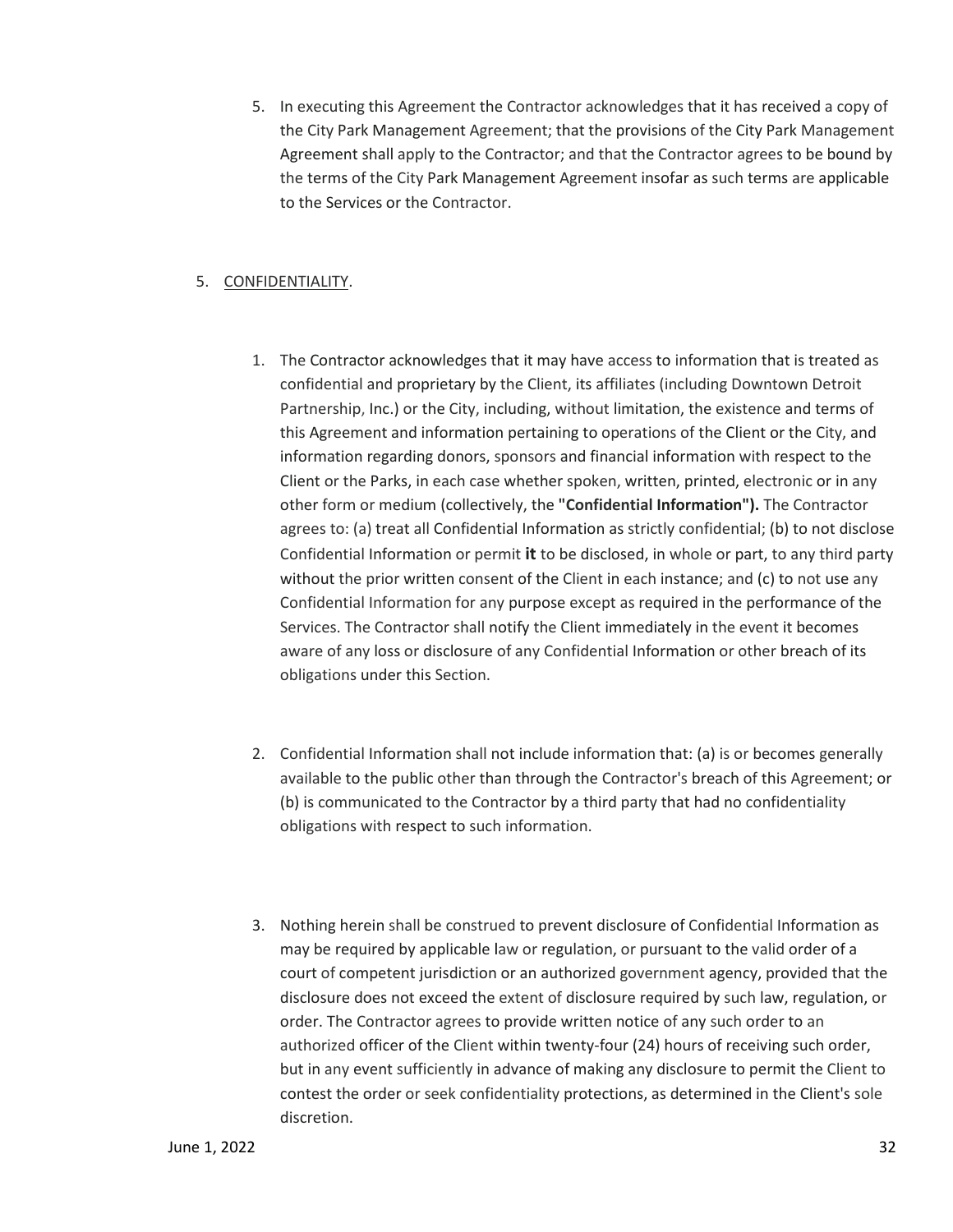5. In executing this Agreement the Contractor acknowledges that it has received a copy of the City Park Management Agreement; that the provisions of the City Park Management Agreement shall apply to the Contractor; and that the Contractor agrees to be bound by the terms of the City Park Management Agreement insofar as such terms are applicable to the Services or the Contractor.

5. <u>CONFIDENTIALITY</u>.

   1. The Contractor acknowledges that it may have access to information that is treated as confidential and proprietary by the Client, its affiliates (including Downtown Detroit Partnership, Inc.) or the City, including, without limitation, the existence and terms of this Agreement and information pertaining to operations of the Client or the City, and information regarding donors, sponsors and financial information with respect to the Client or the Parks, in each case whether spoken, written, printed, electronic or in any other form or medium (collectively, the **"Confidential Information").** The Contractor agrees to: (a) treat all Confidential Information as strictly confidential; (b) to not disclose Confidential Information or permit **it** to be disclosed, in whole or part, to any third party without the prior written consent of the Client in each instance; and (c) to not use any Confidential Information for any purpose except as required in the performance of the Services. The Contractor shall notify the Client immediately in the event it becomes aware of any loss or disclosure of any Confidential Information or other breach of its obligations under this Section.

   2. Confidential Information shall not include information that: (a) is or becomes generally available to the public other than through the Contractor's breach of this Agreement; or (b) is communicated to the Contractor by a third party that had no confidentiality obligations with respect to such information.

   3. Nothing herein shall be construed to prevent disclosure of Confidential Information as may be required by applicable law or regulation, or pursuant to the valid order of a court of competent jurisdiction or an authorized government agency, provided that the disclosure does not exceed the extent of disclosure required by such law, regulation, or order. The Contractor agrees to provide written notice of any such order to an authorized officer of the Client within twenty-four (24) hours of receiving such order, but in any event sufficiently in advance of making any disclosure to permit the Client to contest the order or seek confidentiality protections, as determined in the Client's sole discretion.

June 1, 2022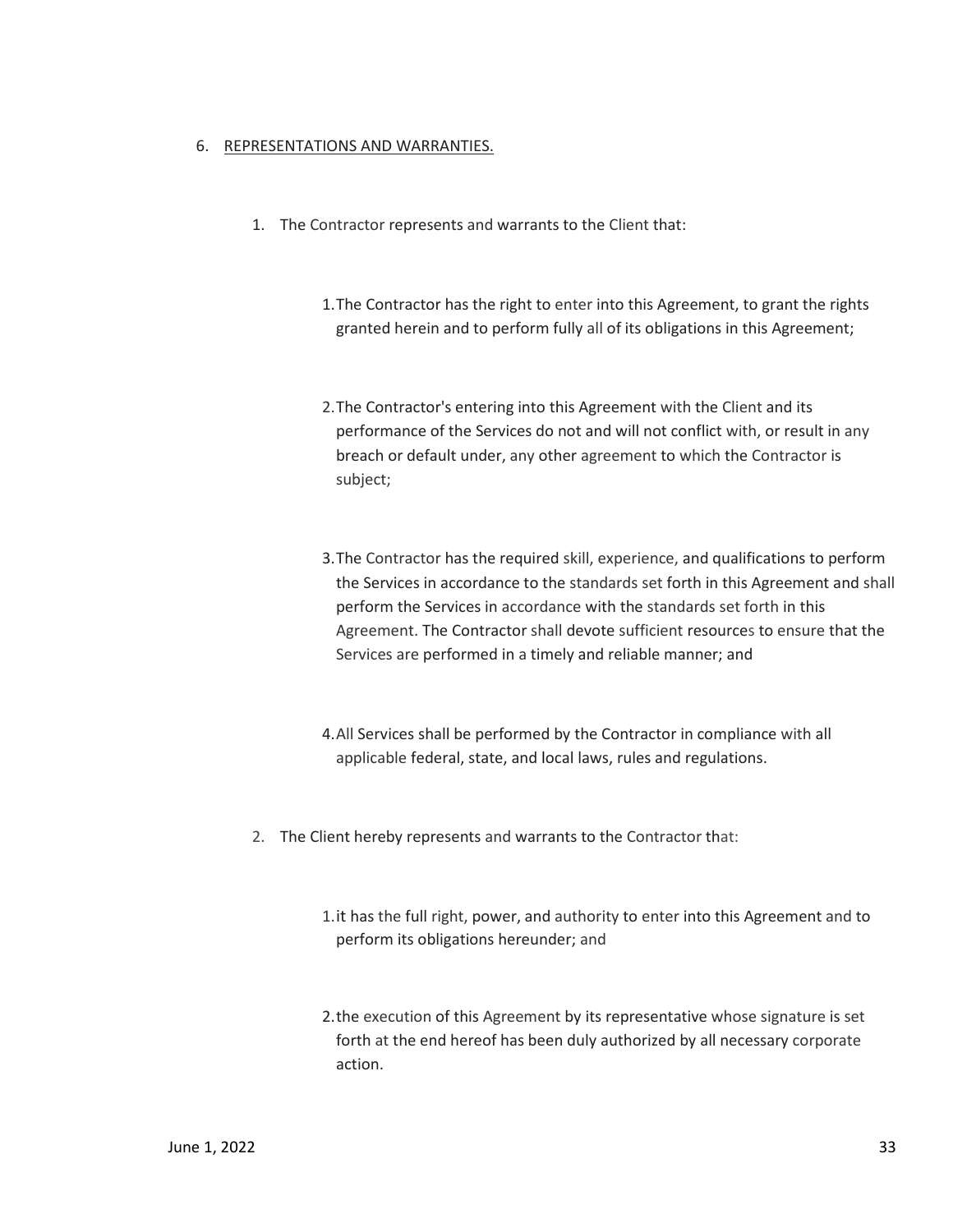6. <u>REPRESENTATIONS AND WARRANTIES.</u>

   1. The Contractor represents and warrants to the Client that:

      1. The Contractor has the right to enter into this Agreement, to grant the rights granted herein and to perform fully all of its obligations in this Agreement;

      2. The Contractor's entering into this Agreement with the Client and its performance of the Services do not and will not conflict with, or result in any breach or default under, any other agreement to which the Contractor is subject;

      3. The Contractor has the required skill, experience, and qualifications to perform the Services in accordance to the standards set forth in this Agreement and shall perform the Services in accordance with the standards set forth in this Agreement. The Contractor shall devote sufficient resources to ensure that the Services are performed in a timely and reliable manner; and

      4. All Services shall be performed by the Contractor in compliance with all applicable federal, state, and local laws, rules and regulations.

   2. The Client hereby represents and warrants to the Contractor that:

      1. it has the full right, power, and authority to enter into this Agreement and to perform its obligations hereunder; and

      2. the execution of this Agreement by its representative whose signature is set forth at the end hereof has been duly authorized by all necessary corporate action.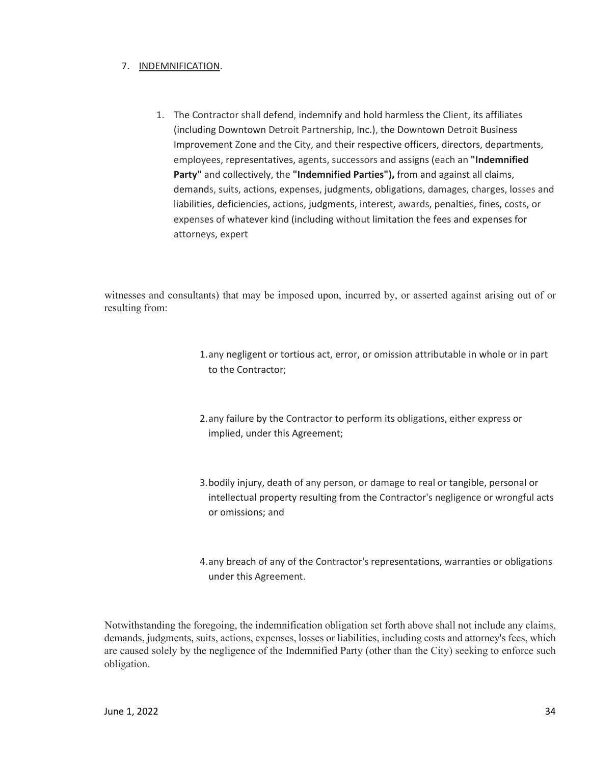7. INDEMNIFICATION.

   1. The Contractor shall defend, indemnify and hold harmless the Client, its affiliates (including Downtown Detroit Partnership, Inc.), the Downtown Detroit Business Improvement Zone and the City, and their respective officers, directors, departments, employees, representatives, agents, successors and assigns (each an **"Indemnified Party"** and collectively, the **"Indemnified Parties"),** from and against all claims, demands, suits, actions, expenses, judgments, obligations, damages, charges, losses and liabilities, deficiencies, actions, judgments, interest, awards, penalties, fines, costs, or expenses of whatever kind (including without limitation the fees and expenses for attorneys, expert

witnesses and consultants) that may be imposed upon, incurred by, or asserted against arising out of or resulting from:

1. any negligent or tortious act, error, or omission attributable in whole or in part to the Contractor;

2. any failure by the Contractor to perform its obligations, either express or implied, under this Agreement;

3. bodily injury, death of any person, or damage to real or tangible, personal or intellectual property resulting from the Contractor's negligence or wrongful acts or omissions; and

4. any breach of any of the Contractor's representations, warranties or obligations under this Agreement.

Notwithstanding the foregoing, the indemnification obligation set forth above shall not include any claims, demands, judgments, suits, actions, expenses, losses or liabilities, including costs and attorney's fees, which are caused solely by the negligence of the Indemnified Party (other than the City) seeking to enforce such obligation.

June 1, 2022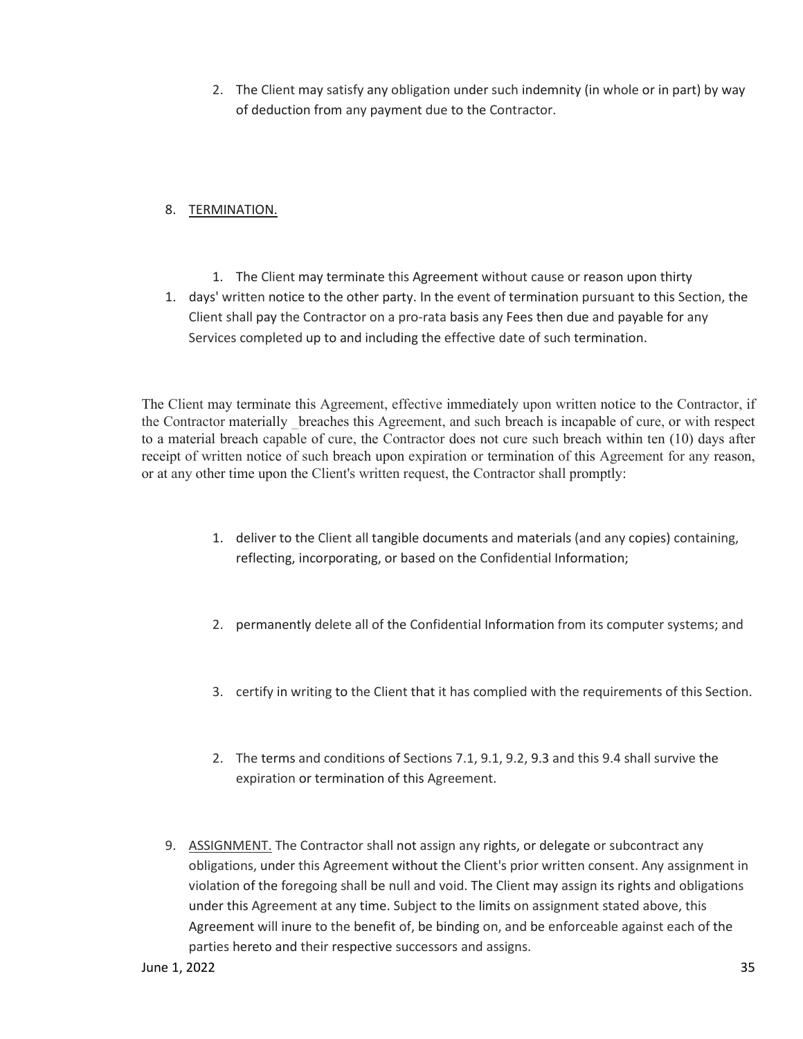2. The Client may satisfy any obligation under such indemnity (in whole or in part) by way of deduction from any payment due to the Contractor.

8. TERMINATION.

1. The Client may terminate this Agreement without cause or reason upon thirty
1. days' written notice to the other party. In the event of termination pursuant to this Section, the Client shall pay the Contractor on a pro-rata basis any Fees then due and payable for any Services completed up to and including the effective date of such termination.

The Client may terminate this Agreement, effective immediately upon written notice to the Contractor, if the Contractor materially _breaches this Agreement, and such breach is incapable of cure, or with respect to a material breach capable of cure, the Contractor does not cure such breach within ten (10) days after receipt of written notice of such breach upon expiration or termination of this Agreement for any reason, or at any other time upon the Client's written request, the Contractor shall promptly:

1. deliver to the Client all tangible documents and materials (and any copies) containing, reflecting, incorporating, or based on the Confidential Information;
2. permanently delete all of the Confidential Information from its computer systems; and
3. certify in writing to the Client that it has complied with the requirements of this Section.

2. The terms and conditions of Sections 7.1, 9.1, 9.2, 9.3 and this 9.4 shall survive the expiration or termination of this Agreement.

9. ASSIGNMENT. The Contractor shall not assign any rights, or delegate or subcontract any obligations, under this Agreement without the Client's prior written consent. Any assignment in violation of the foregoing shall be null and void. The Client may assign its rights and obligations under this Agreement at any time. Subject to the limits on assignment stated above, this Agreement will inure to the benefit of, be binding on, and be enforceable against each of the parties hereto and their respective successors and assigns.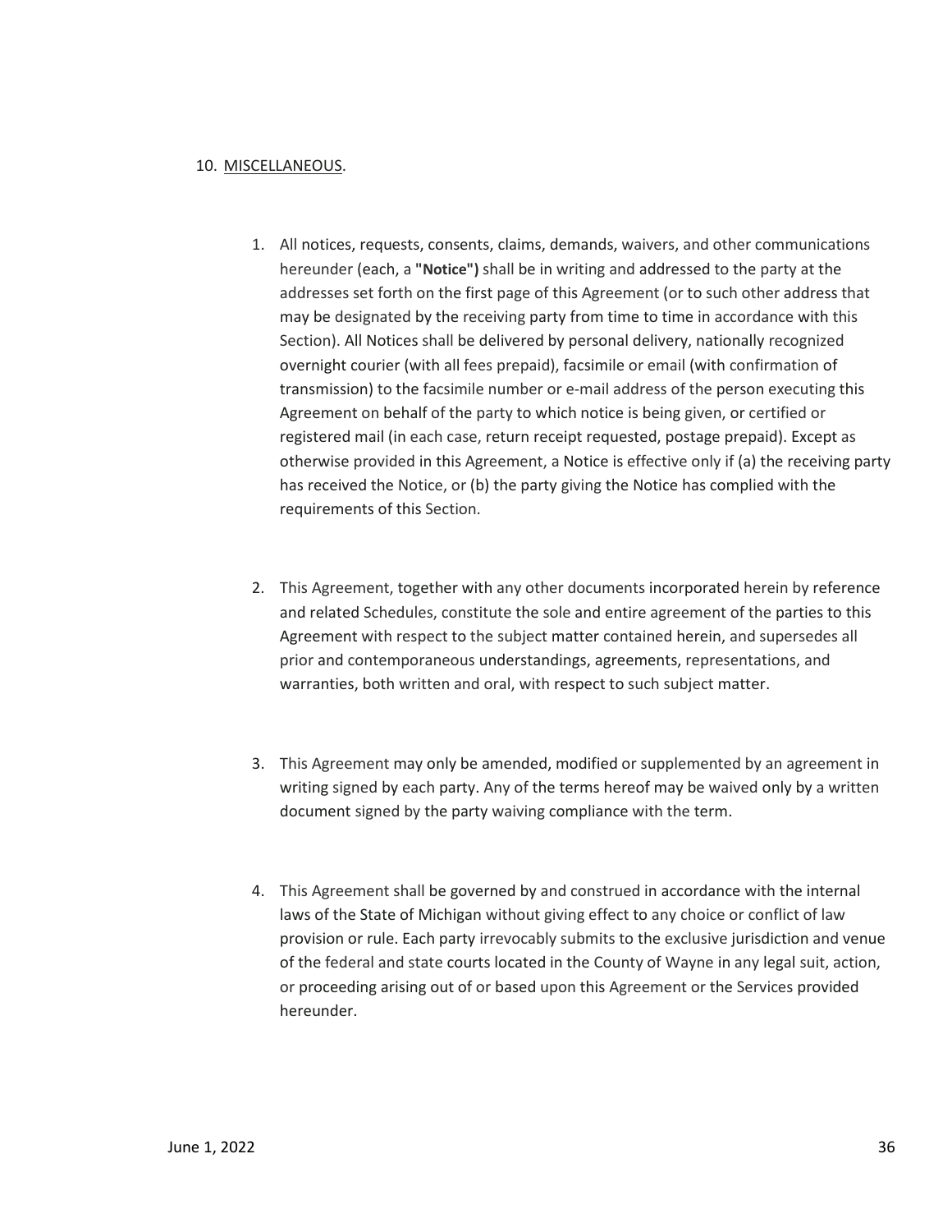10. MISCELLANEOUS.

1. All notices, requests, consents, claims, demands, waivers, and other communications hereunder (each, a **"Notice")** shall be in writing and addressed to the party at the addresses set forth on the first page of this Agreement (or to such other address that may be designated by the receiving party from time to time in accordance with this Section). All Notices shall be delivered by personal delivery, nationally recognized overnight courier (with all fees prepaid), facsimile or email (with confirmation of transmission) to the facsimile number or e-mail address of the person executing this Agreement on behalf of the party to which notice is being given, or certified or registered mail (in each case, return receipt requested, postage prepaid). Except as otherwise provided in this Agreement, a Notice is effective only if (a) the receiving party has received the Notice, or (b) the party giving the Notice has complied with the requirements of this Section.

2. This Agreement, together with any other documents incorporated herein by reference and related Schedules, constitute the sole and entire agreement of the parties to this Agreement with respect to the subject matter contained herein, and supersedes all prior and contemporaneous understandings, agreements, representations, and warranties, both written and oral, with respect to such subject matter.

3. This Agreement may only be amended, modified or supplemented by an agreement in writing signed by each party. Any of the terms hereof may be waived only by a written document signed by the party waiving compliance with the term.

4. This Agreement shall be governed by and construed in accordance with the internal laws of the State of Michigan without giving effect to any choice or conflict of law provision or rule. Each party irrevocably submits to the exclusive jurisdiction and venue of the federal and state courts located in the County of Wayne in any legal suit, action, or proceeding arising out of or based upon this Agreement or the Services provided hereunder.

June 1, 2022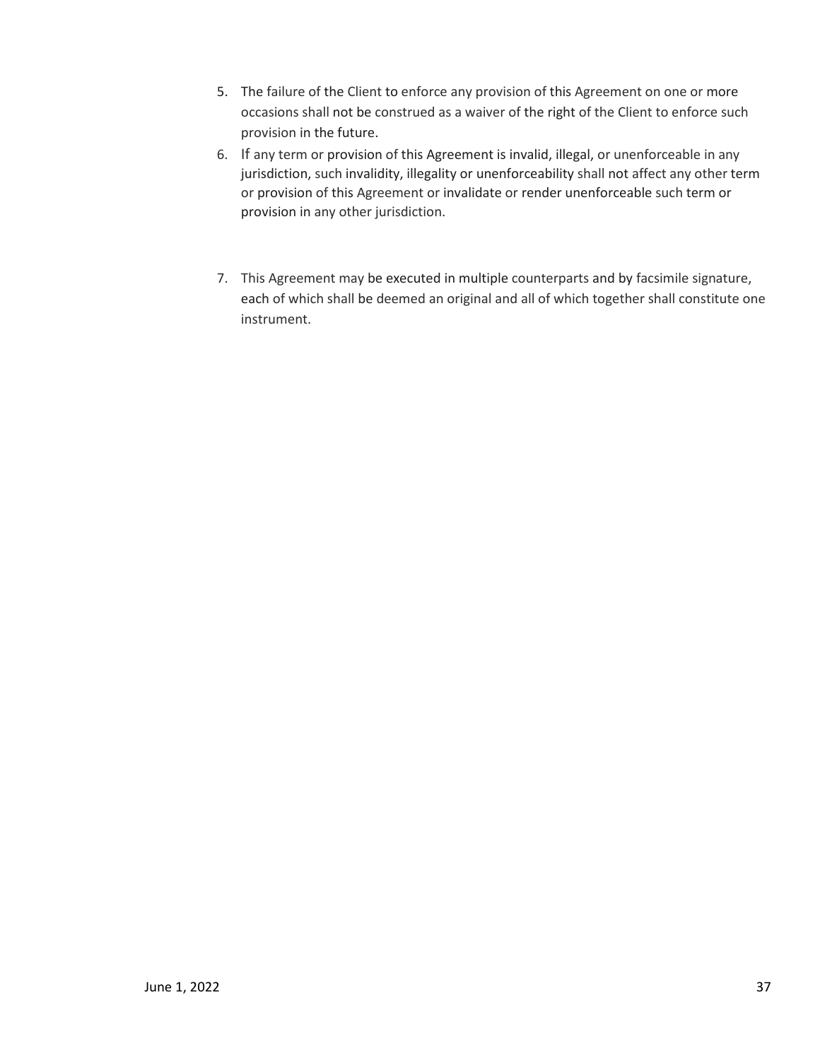5. The failure of the Client to enforce any provision of this Agreement on one or more occasions shall not be construed as a waiver of the right of the Client to enforce such provision in the future.
6. If any term or provision of this Agreement is invalid, illegal, or unenforceable in any jurisdiction, such invalidity, illegality or unenforceability shall not affect any other term or provision of this Agreement or invalidate or render unenforceable such term or provision in any other jurisdiction.
7. This Agreement may be executed in multiple counterparts and by facsimile signature, each of which shall be deemed an original and all of which together shall constitute one instrument.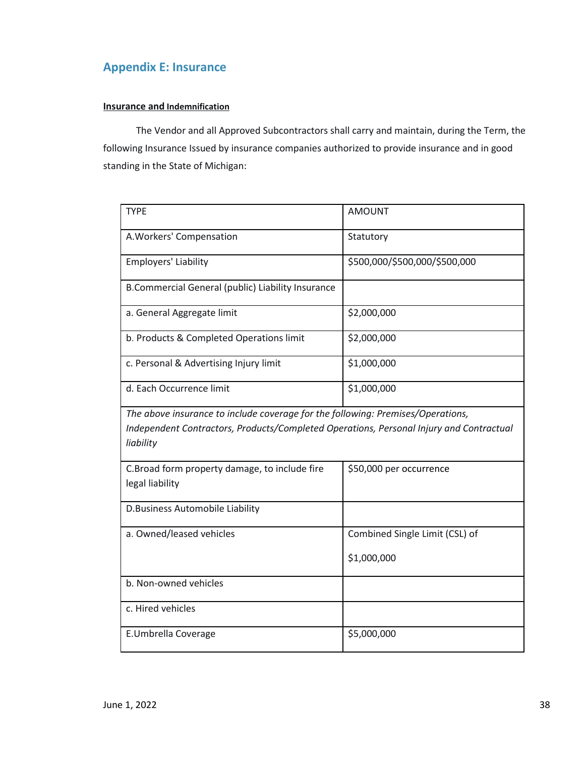## Appendix E: Insurance

**Insurance and Indemnification**

The Vendor and all Approved Subcontractors shall carry and maintain, during the Term, the following Insurance Issued by insurance companies authorized to provide insurance and in good standing in the State of Michigan:

| TYPE | AMOUNT |
|---|---|
| A.Workers' Compensation | Statutory |
| Employers' Liability | $500,000/$500,000/$500,000 |
| B.Commercial General (public) Liability Insurance | |
| a. General Aggregate limit | $2,000,000 |
| b. Products & Completed Operations limit | $2,000,000 |
| c. Personal & Advertising Injury limit | $1,000,000 |
| d. Each Occurrence limit | $1,000,000 |
| *The above insurance to include coverage for the following: Premises/Operations, Independent Contractors, Products/Completed Operations, Personal Injury and Contractual liability* | |
| C.Broad form property damage, to include fire legal liability | $50,000 per occurrence |
| D.Business Automobile Liability | |
| a. Owned/leased vehicles | Combined Single Limit (CSL) of $1,000,000 |
| b. Non-owned vehicles | |
| c. Hired vehicles | |
| E.Umbrella Coverage | $5,000,000 |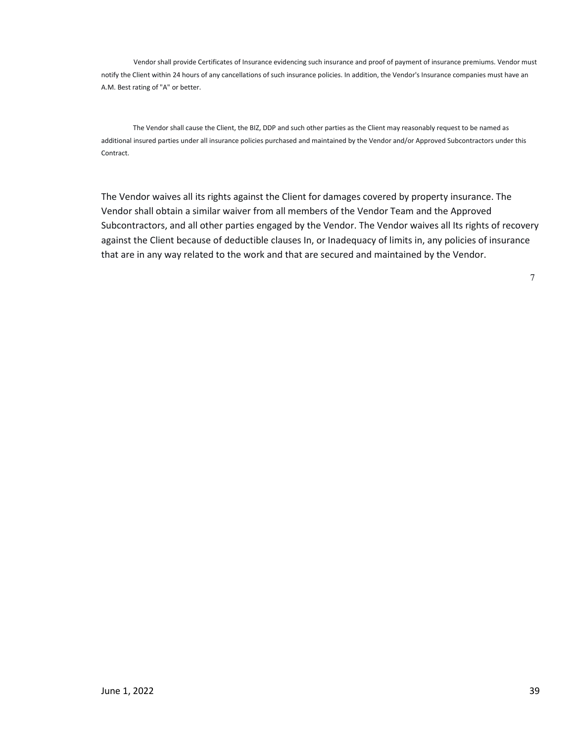Vendor shall provide Certificates of Insurance evidencing such insurance and proof of payment of insurance premiums. Vendor must notify the Client within 24 hours of any cancellations of such insurance policies. In addition, the Vendor's Insurance companies must have an A.M. Best rating of "A" or better.

The Vendor shall cause the Client, the BIZ, DDP and such other parties as the Client may reasonably request to be named as additional insured parties under all insurance policies purchased and maintained by the Vendor and/or Approved Subcontractors under this Contract.

The Vendor waives all its rights against the Client for damages covered by property insurance. The Vendor shall obtain a similar waiver from all members of the Vendor Team and the Approved Subcontractors, and all other parties engaged by the Vendor. The Vendor waives all Its rights of recovery against the Client because of deductible clauses In, or Inadequacy of limits in, any policies of insurance that are in any way related to the work and that are secured and maintained by the Vendor.

7

June 1, 2022